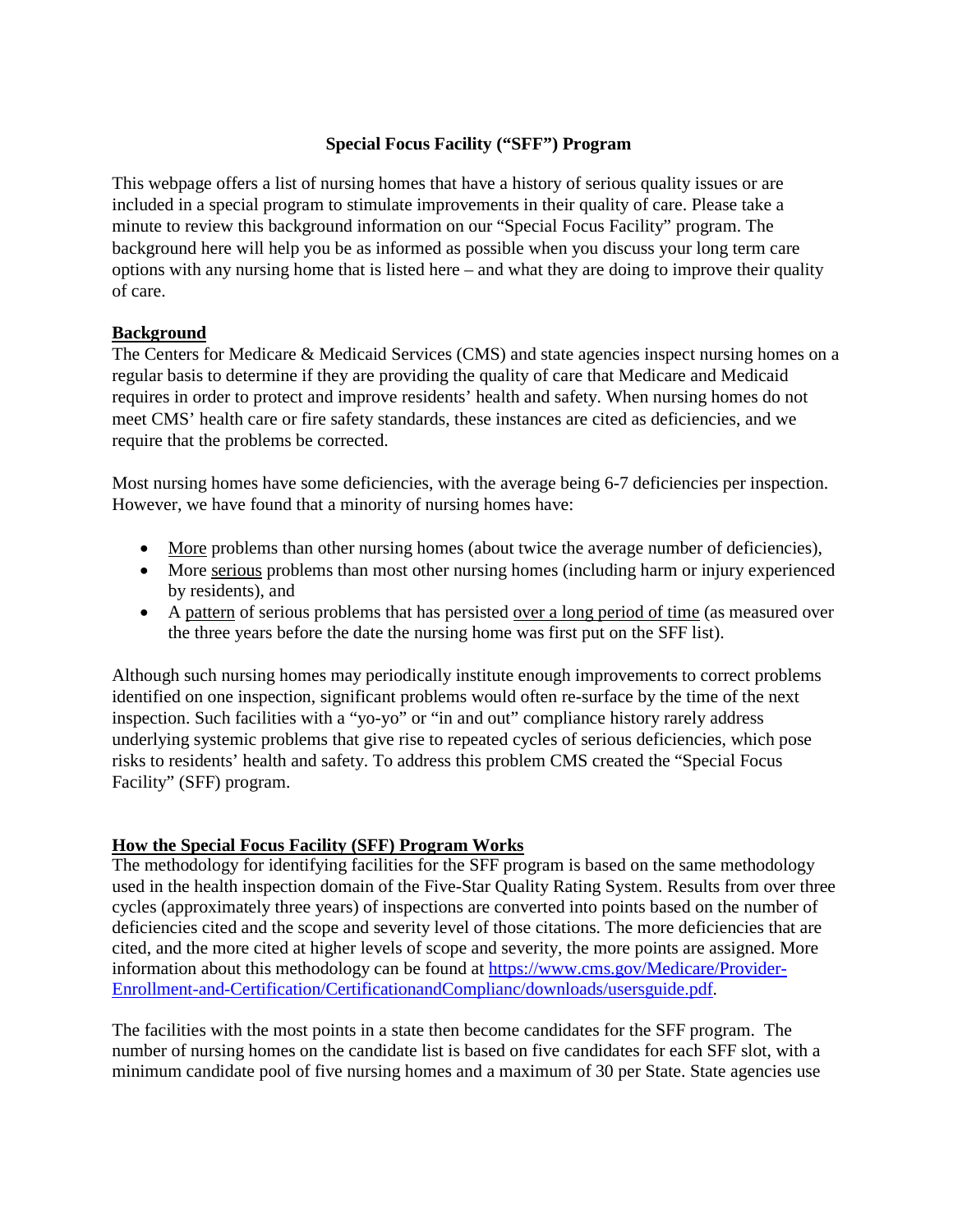# Special Focus Facility ("SFF") Program

This webpage offers a list of nursing homes that have a history of serious quality issues or are included in a special program to stimulate improvements in their quality of care. Please take a minute to review this background information on our "Special Focus Facility" program. The background here will help you be as informed as possible when you discuss your long term care options with any nursing home that is listed here – and what they are doing to improve their quality of care.

## Background

The Centers for Medicare & Medicaid Services (CMS) and state agencies inspect nursing homes on a regular basis to determine if they are providing the quality of care that Medicare and Medicaid requires in order to protect and improve residents' health and safety. When nursing homes do not meet CMS' health care or fire safety standards, these instances are cited as deficiencies, and we require that the problems be corrected.

Most nursing homes have some deficiencies, with the average being 6-7 deficiencies per inspection. However, we have found that a minority of nursing homes have:

- More problems than other nursing homes (about twice the average number of deficiencies),
- More serious problems than most other nursing homes (including harm or injury experienced by residents), and
- A pattern of serious problems that has persisted over a long period of time (as measured over the three years before the date the nursing home was first put on the SFF list).

Although such nursing homes may periodically institute enough improvements to correct problems identified on one inspection, significant problems would often re-surface by the time of the next inspection. Such facilities with a "yo-yo" or "in and out" compliance history rarely address underlying systemic problems that give rise to repeated cycles of serious deficiencies, which pose risks to residents' health and safety. To address this problem CMS created the "Special Focus Facility" (SFF) program.

## How the Special Focus Facility (SFF) Program Works

The methodology for identifying facilities for the SFF program is based on the same methodology used in the health inspection domain of the Five-Star Quality Rating System. Results from over three cycles (approximately three years) of inspections are converted into points based on the number of deficiencies cited and the scope and severity level of those citations. The more deficiencies that are cited, and the more cited at higher levels of scope and severity, the more points are assigned. More information about this methodology can be found at [https://www.cms.gov/Medicare/Provider-Enrollment-and-Certification/CertificationandComplianc/downloads/usersguide.pdf](https://www.cms.gov/Medicare/Provider-Enrollment-and-Certification/CertificationandComplianc/downloads/usersguide.pdf).

The facilities with the most points in a state then become candidates for the SFF program. The number of nursing homes on the candidate list is based on five candidates for each SFF slot, with a minimum candidate pool of five nursing homes and a maximum of 30 per State. State agencies use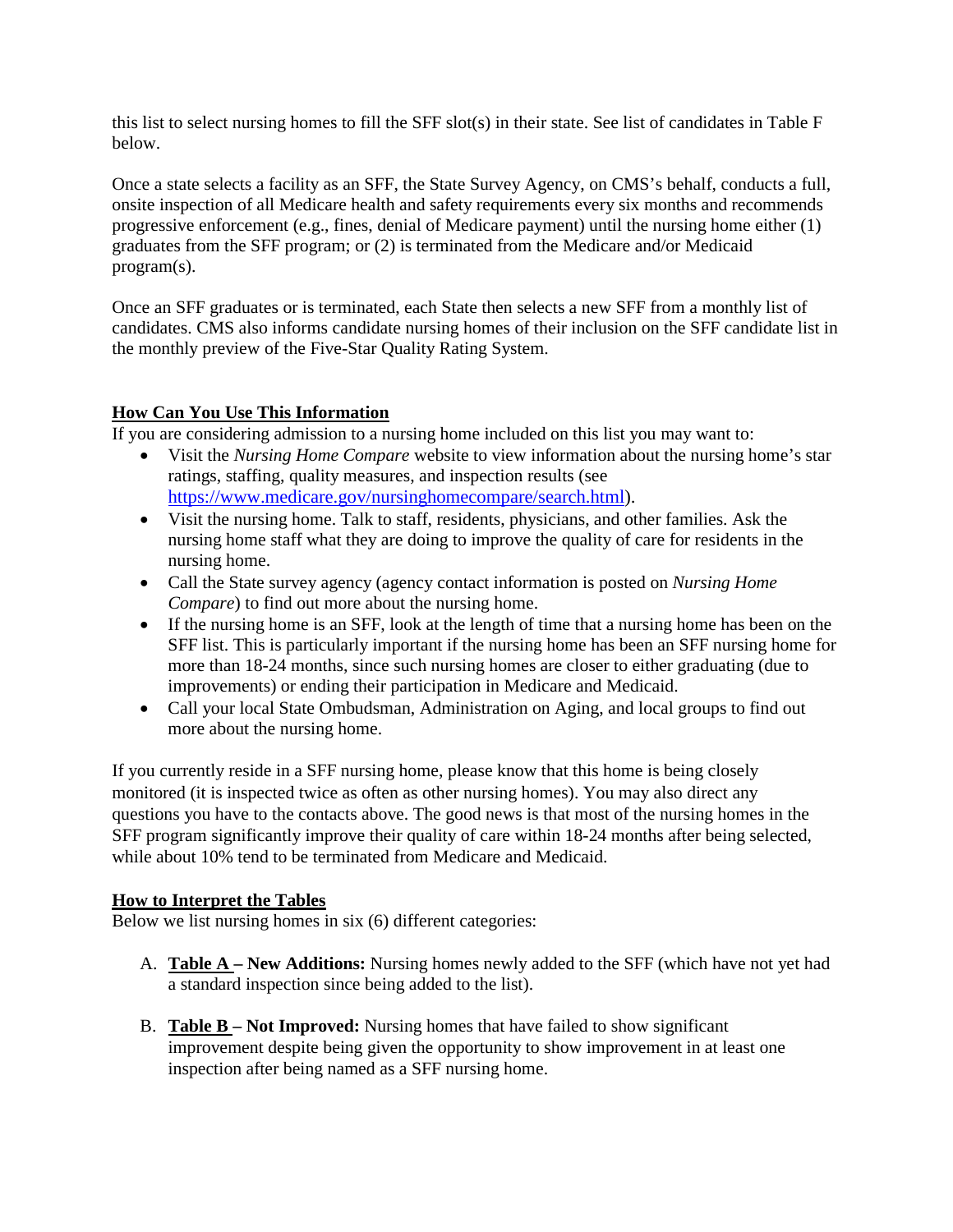this list to select nursing homes to fill the SFF slot(s) in their state. See list of candidates in Table F below.

Once a state selects a facility as an SFF, the State Survey Agency, on CMS's behalf, conducts a full, onsite inspection of all Medicare health and safety requirements every six months and recommends progressive enforcement (e.g., fines, denial of Medicare payment) until the nursing home either (1) graduates from the SFF program; or (2) is terminated from the Medicare and/or Medicaid program(s).

Once an SFF graduates or is terminated, each State then selects a new SFF from a monthly list of candidates. CMS also informs candidate nursing homes of their inclusion on the SFF candidate list in the monthly preview of the Five-Star Quality Rating System.

**How Can You Use This Information**

If you are considering admission to a nursing home included on this list you may want to:

- Visit the *Nursing Home Compare* website to view information about the nursing home's star ratings, staffing, quality measures, and inspection results (see https://www.medicare.gov/nursinghomecompare/search.html).
- Visit the nursing home. Talk to staff, residents, physicians, and other families. Ask the nursing home staff what they are doing to improve the quality of care for residents in the nursing home.
- Call the State survey agency (agency contact information is posted on *Nursing Home Compare*) to find out more about the nursing home.
- If the nursing home is an SFF, look at the length of time that a nursing home has been on the SFF list. This is particularly important if the nursing home has been an SFF nursing home for more than 18-24 months, since such nursing homes are closer to either graduating (due to improvements) or ending their participation in Medicare and Medicaid.
- Call your local State Ombudsman, Administration on Aging, and local groups to find out more about the nursing home.

If you currently reside in a SFF nursing home, please know that this home is being closely monitored (it is inspected twice as often as other nursing homes). You may also direct any questions you have to the contacts above. The good news is that most of the nursing homes in the SFF program significantly improve their quality of care within 18-24 months after being selected, while about 10% tend to be terminated from Medicare and Medicaid.

**How to Interpret the Tables**

Below we list nursing homes in six (6) different categories:

A. **Table A – New Additions:** Nursing homes newly added to the SFF (which have not yet had a standard inspection since being added to the list).

B. **Table B – Not Improved:** Nursing homes that have failed to show significant improvement despite being given the opportunity to show improvement in at least one inspection after being named as a SFF nursing home.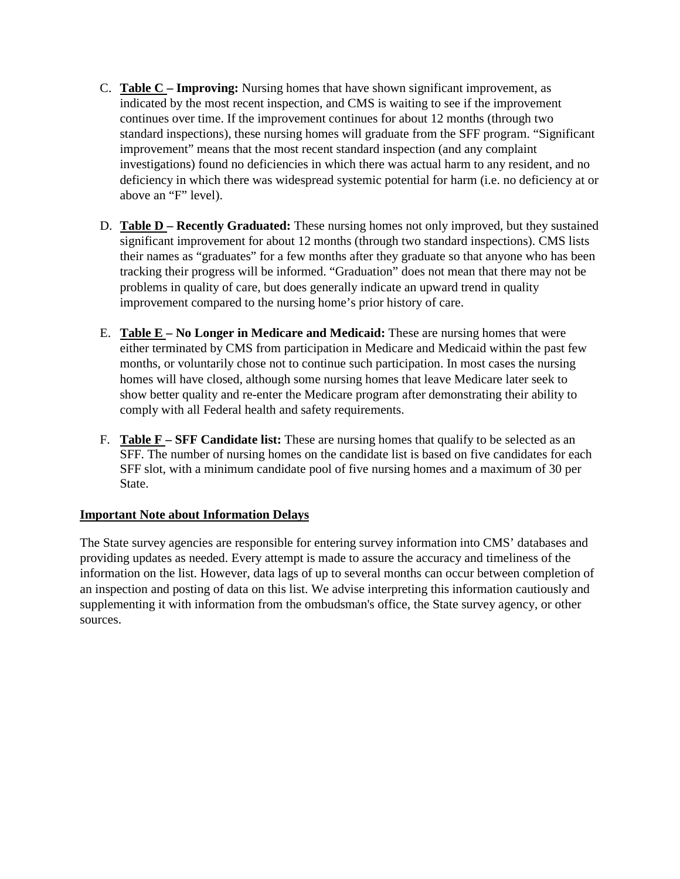C. **Table C – Improving:** Nursing homes that have shown significant improvement, as indicated by the most recent inspection, and CMS is waiting to see if the improvement continues over time. If the improvement continues for about 12 months (through two standard inspections), these nursing homes will graduate from the SFF program. "Significant improvement" means that the most recent standard inspection (and any complaint investigations) found no deficiencies in which there was actual harm to any resident, and no deficiency in which there was widespread systemic potential for harm (i.e. no deficiency at or above an "F" level).

D. **Table D – Recently Graduated:** These nursing homes not only improved, but they sustained significant improvement for about 12 months (through two standard inspections). CMS lists their names as "graduates" for a few months after they graduate so that anyone who has been tracking their progress will be informed. "Graduation" does not mean that there may not be problems in quality of care, but does generally indicate an upward trend in quality improvement compared to the nursing home's prior history of care.

E. **Table E – No Longer in Medicare and Medicaid:** These are nursing homes that were either terminated by CMS from participation in Medicare and Medicaid within the past few months, or voluntarily chose not to continue such participation. In most cases the nursing homes will have closed, although some nursing homes that leave Medicare later seek to show better quality and re-enter the Medicare program after demonstrating their ability to comply with all Federal health and safety requirements.

F. **Table F – SFF Candidate list:** These are nursing homes that qualify to be selected as an SFF. The number of nursing homes on the candidate list is based on five candidates for each SFF slot, with a minimum candidate pool of five nursing homes and a maximum of 30 per State.

**Important Note about Information Delays**

The State survey agencies are responsible for entering survey information into CMS' databases and providing updates as needed. Every attempt is made to assure the accuracy and timeliness of the information on the list. However, data lags of up to several months can occur between completion of an inspection and posting of data on this list. We advise interpreting this information cautiously and supplementing it with information from the ombudsman's office, the State survey agency, or other sources.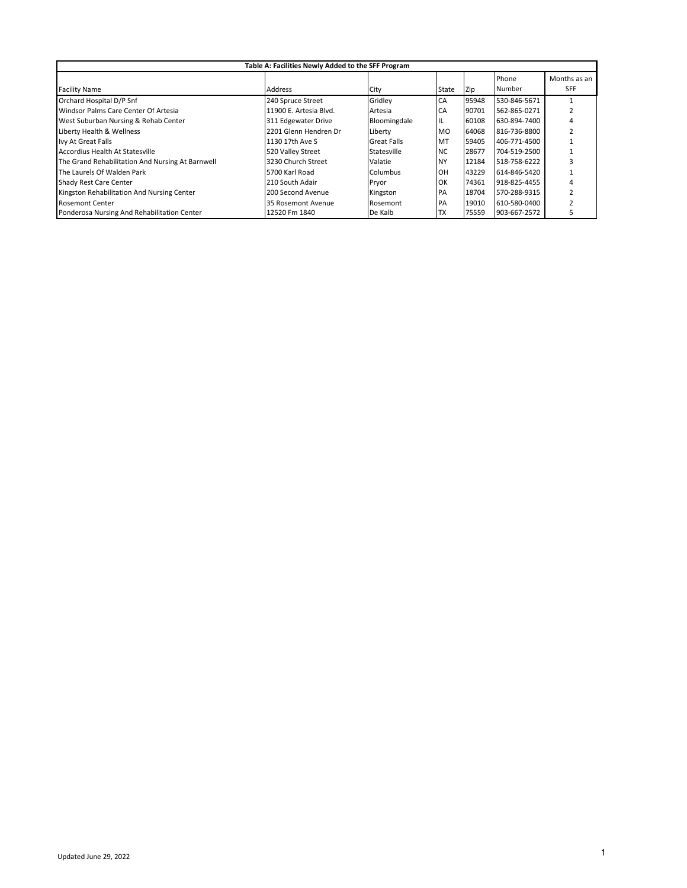**Table A: Facilities Newly Added to the SFF Program**

| Facility Name | Address | City | State | Zip | Phone Number | Months as an SFF |
|---|---|---|---|---|---|---|
| Orchard Hospital D/P Snf | 240 Spruce Street | Gridley | CA | 95948 | 530-846-5671 | 1 |
| Windsor Palms Care Center Of Artesia | 11900 E. Artesia Blvd. | Artesia | CA | 90701 | 562-865-0271 | 2 |
| West Suburban Nursing & Rehab Center | 311 Edgewater Drive | Bloomingdale | IL | 60108 | 630-894-7400 | 4 |
| Liberty Health & Wellness | 2201 Glenn Hendren Dr | Liberty | MO | 64068 | 816-736-8800 | 2 |
| Ivy At Great Falls | 1130 17th Ave S | Great Falls | MT | 59405 | 406-771-4500 | 1 |
| Accordius Health At Statesville | 520 Valley Street | Statesville | NC | 28677 | 704-519-2500 | 1 |
| The Grand Rehabilitation And Nursing At Barnwell | 3230 Church Street | Valatie | NY | 12184 | 518-758-6222 | 3 |
| The Laurels Of Walden Park | 5700 Karl Road | Columbus | OH | 43229 | 614-846-5420 | 1 |
| Shady Rest Care Center | 210 South Adair | Pryor | OK | 74361 | 918-825-4455 | 4 |
| Kingston Rehabilitation And Nursing Center | 200 Second Avenue | Kingston | PA | 18704 | 570-288-9315 | 2 |
| Rosemont Center | 35 Rosemont Avenue | Rosemont | PA | 19010 | 610-580-0400 | 2 |
| Ponderosa Nursing And Rehabilitation Center | 12520 Fm 1840 | De Kalb | TX | 75559 | 903-667-2572 | 5 |

Updated June 29, 2022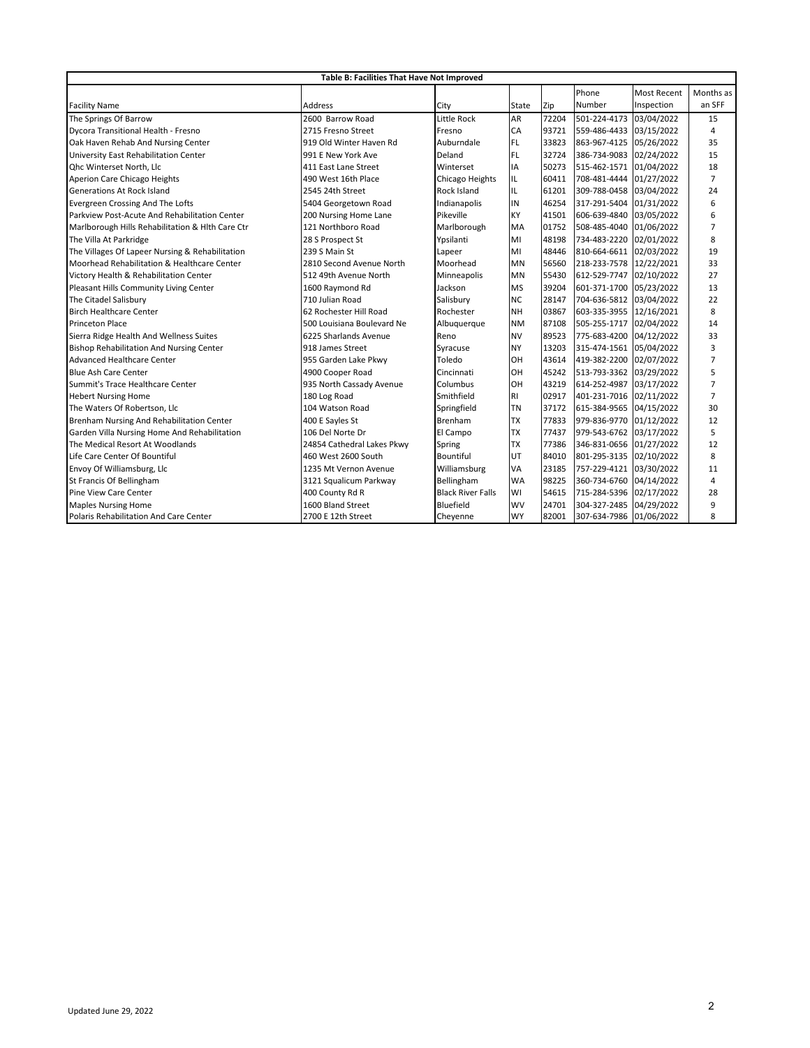| Table B: Facilities That Have Not Improved | | | | | | | |
|---|---|---|---|---|---|---|---|
| Facility Name | Address | City | State | Zip | Phone Number | Most Recent Inspection | Months as an SFF |
| The Springs Of Barrow | 2600 Barrow Road | Little Rock | AR | 72204 | 501-224-4173 | 03/04/2022 | 15 |
| Dycora Transitional Health - Fresno | 2715 Fresno Street | Fresno | CA | 93721 | 559-486-4433 | 03/15/2022 | 4 |
| Oak Haven Rehab And Nursing Center | 919 Old Winter Haven Rd | Auburndale | FL | 33823 | 863-967-4125 | 05/26/2022 | 35 |
| University East Rehabilitation Center | 991 E New York Ave | Deland | FL | 32724 | 386-734-9083 | 02/24/2022 | 15 |
| Qhc Winterset North, Llc | 411 East Lane Street | Winterset | IA | 50273 | 515-462-1571 | 01/04/2022 | 18 |
| Aperion Care Chicago Heights | 490 West 16th Place | Chicago Heights | IL | 60411 | 708-481-4444 | 01/27/2022 | 7 |
| Generations At Rock Island | 2545 24th Street | Rock Island | IL | 61201 | 309-788-0458 | 03/04/2022 | 24 |
| Evergreen Crossing And The Lofts | 5404 Georgetown Road | Indianapolis | IN | 46254 | 317-291-5404 | 01/31/2022 | 6 |
| Parkview Post-Acute And Rehabilitation Center | 200 Nursing Home Lane | Pikeville | KY | 41501 | 606-639-4840 | 03/05/2022 | 6 |
| Marlborough Hills Rehabilitation & Hlth Care Ctr | 121 Northboro Road | Marlborough | MA | 01752 | 508-485-4040 | 01/06/2022 | 7 |
| The Villa At Parkridge | 28 S Prospect St | Ypsilanti | MI | 48198 | 734-483-2220 | 02/01/2022 | 8 |
| The Villages Of Lapeer Nursing & Rehabilitation | 239 S Main St | Lapeer | MI | 48446 | 810-664-6611 | 02/03/2022 | 19 |
| Moorhead Rehabilitation & Healthcare Center | 2810 Second Avenue North | Moorhead | MN | 56560 | 218-233-7578 | 12/22/2021 | 33 |
| Victory Health & Rehabilitation Center | 512 49th Avenue North | Minneapolis | MN | 55430 | 612-529-7747 | 02/10/2022 | 27 |
| Pleasant Hills Community Living Center | 1600 Raymond Rd | Jackson | MS | 39204 | 601-371-1700 | 05/23/2022 | 13 |
| The Citadel Salisbury | 710 Julian Road | Salisbury | NC | 28147 | 704-636-5812 | 03/04/2022 | 22 |
| Birch Healthcare Center | 62 Rochester Hill Road | Rochester | NH | 03867 | 603-335-3955 | 12/16/2021 | 8 |
| Princeton Place | 500 Louisiana Boulevard Ne | Albuquerque | NM | 87108 | 505-255-1717 | 02/04/2022 | 14 |
| Sierra Ridge Health And Wellness Suites | 6225 Sharlands Avenue | Reno | NV | 89523 | 775-683-4200 | 04/12/2022 | 33 |
| Bishop Rehabilitation And Nursing Center | 918 James Street | Syracuse | NY | 13203 | 315-474-1561 | 05/04/2022 | 3 |
| Advanced Healthcare Center | 955 Garden Lake Pkwy | Toledo | OH | 43614 | 419-382-2200 | 02/07/2022 | 7 |
| Blue Ash Care Center | 4900 Cooper Road | Cincinnati | OH | 45242 | 513-793-3362 | 03/29/2022 | 5 |
| Summit's Trace Healthcare Center | 935 North Cassady Avenue | Columbus | OH | 43219 | 614-252-4987 | 03/17/2022 | 7 |
| Hebert Nursing Home | 180 Log Road | Smithfield | RI | 02917 | 401-231-7016 | 02/11/2022 | 7 |
| The Waters Of Robertson, Llc | 104 Watson Road | Springfield | TN | 37172 | 615-384-9565 | 04/15/2022 | 30 |
| Brenham Nursing And Rehabilitation Center | 400 E Sayles St | Brenham | TX | 77833 | 979-836-9770 | 01/12/2022 | 12 |
| Garden Villa Nursing Home And Rehabilitation | 106 Del Norte Dr | El Campo | TX | 77437 | 979-543-6762 | 03/17/2022 | 5 |
| The Medical Resort At Woodlands | 24854 Cathedral Lakes Pkwy | Spring | TX | 77386 | 346-831-0656 | 01/27/2022 | 12 |
| Life Care Center Of Bountiful | 460 West 2600 South | Bountiful | UT | 84010 | 801-295-3135 | 02/10/2022 | 8 |
| Envoy Of Williamsburg, Llc | 1235 Mt Vernon Avenue | Williamsburg | VA | 23185 | 757-229-4121 | 03/30/2022 | 11 |
| St Francis Of Bellingham | 3121 Squalicum Parkway | Bellingham | WA | 98225 | 360-734-6760 | 04/14/2022 | 4 |
| Pine View Care Center | 400 County Rd R | Black River Falls | WI | 54615 | 715-284-5396 | 02/17/2022 | 28 |
| Maples Nursing Home | 1600 Bland Street | Bluefield | WV | 24701 | 304-327-2485 | 04/29/2022 | 9 |
| Polaris Rehabilitation And Care Center | 2700 E 12th Street | Cheyenne | WY | 82001 | 307-634-7986 | 01/06/2022 | 8 |

Updated June 29, 2022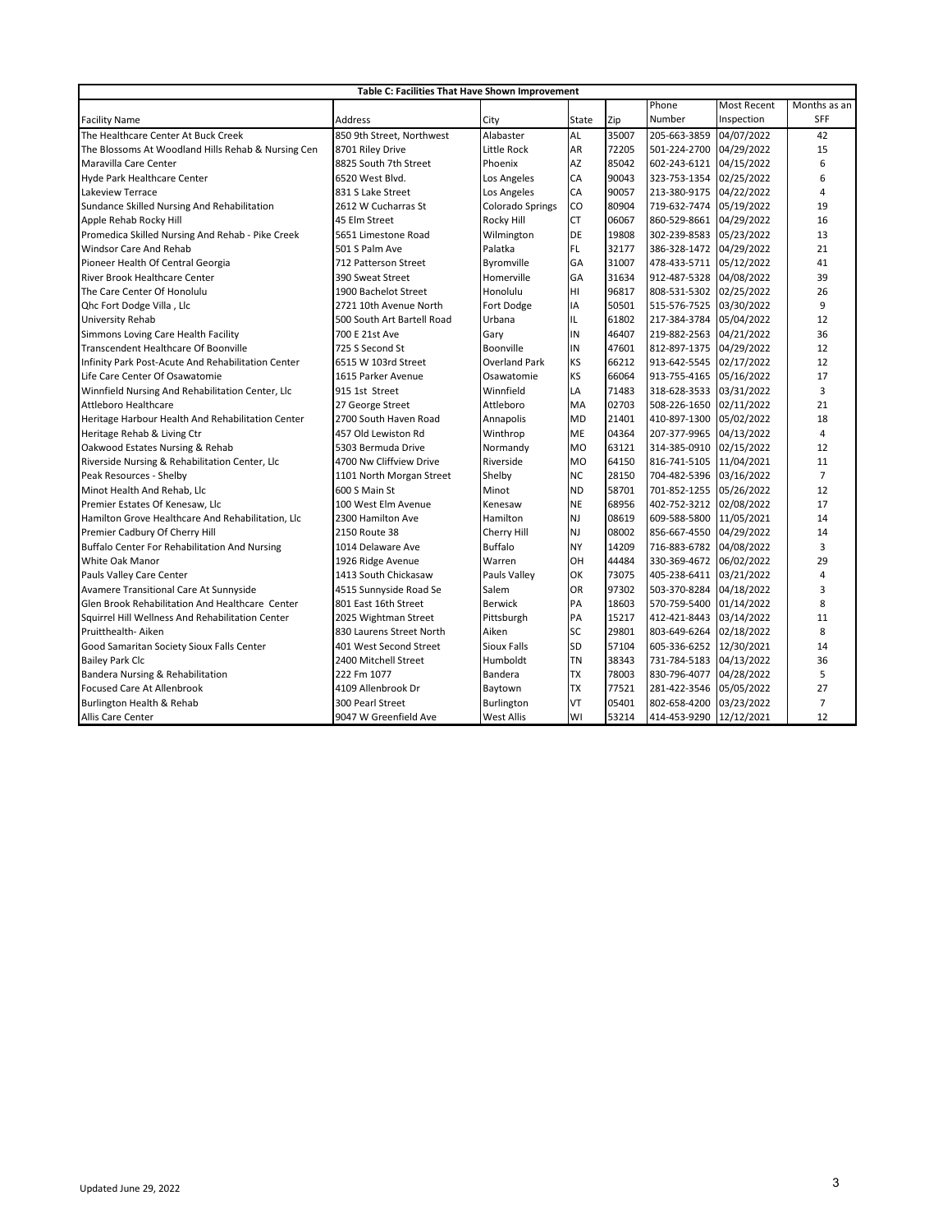**Table C: Facilities That Have Shown Improvement**

| Facility Name | Address | City | State | Zip | Phone Number | Most Recent Inspection | Months as an SFF |
|---|---|---|---|---|---|---|---|
| The Healthcare Center At Buck Creek | 850 9th Street, Northwest | Alabaster | AL | 35007 | 205-663-3859 | 04/07/2022 | 42 |
| The Blossoms At Woodland Hills Rehab & Nursing Cen | 8701 Riley Drive | Little Rock | AR | 72205 | 501-224-2700 | 04/29/2022 | 15 |
| Maravilla Care Center | 8825 South 7th Street | Phoenix | AZ | 85042 | 602-243-6121 | 04/15/2022 | 6 |
| Hyde Park Healthcare Center | 6520 West Blvd. | Los Angeles | CA | 90043 | 323-753-1354 | 02/25/2022 | 6 |
| Lakeview Terrace | 831 S Lake Street | Los Angeles | CA | 90057 | 213-380-9175 | 04/22/2022 | 4 |
| Sundance Skilled Nursing And Rehabilitation | 2612 W Cucharras St | Colorado Springs | CO | 80904 | 719-632-7474 | 05/19/2022 | 19 |
| Apple Rehab Rocky Hill | 45 Elm Street | Rocky Hill | CT | 06067 | 860-529-8661 | 04/29/2022 | 16 |
| Promedica Skilled Nursing And Rehab - Pike Creek | 5651 Limestone Road | Wilmington | DE | 19808 | 302-239-8583 | 05/23/2022 | 13 |
| Windsor Care And Rehab | 501 S Palm Ave | Palatka | FL | 32177 | 386-328-1472 | 04/29/2022 | 21 |
| Pioneer Health Of Central Georgia | 712 Patterson Street | Byromville | GA | 31007 | 478-433-5711 | 05/12/2022 | 41 |
| River Brook Healthcare Center | 390 Sweat Street | Homerville | GA | 31634 | 912-487-5328 | 04/08/2022 | 39 |
| The Care Center Of Honolulu | 1900 Bachelot Street | Honolulu | HI | 96817 | 808-531-5302 | 02/25/2022 | 26 |
| Qhc Fort Dodge Villa , Llc | 2721 10th Avenue North | Fort Dodge | IA | 50501 | 515-576-7525 | 03/30/2022 | 9 |
| University Rehab | 500 South Art Bartell Road | Urbana | IL | 61802 | 217-384-3784 | 05/04/2022 | 12 |
| Simmons Loving Care Health Facility | 700 E 21st Ave | Gary | IN | 46407 | 219-882-2563 | 04/21/2022 | 36 |
| Transcendent Healthcare Of Boonville | 725 S Second St | Boonville | IN | 47601 | 812-897-1375 | 04/29/2022 | 12 |
| Infinity Park Post-Acute And Rehabilitation Center | 6515 W 103rd Street | Overland Park | KS | 66212 | 913-642-5545 | 02/17/2022 | 12 |
| Life Care Center Of Osawatomie | 1615 Parker Avenue | Osawatomie | KS | 66064 | 913-755-4165 | 05/16/2022 | 17 |
| Winnfield Nursing And Rehabilitation Center, Llc | 915 1st Street | Winnfield | LA | 71483 | 318-628-3533 | 03/31/2022 | 3 |
| Attleboro Healthcare | 27 George Street | Attleboro | MA | 02703 | 508-226-1650 | 02/11/2022 | 21 |
| Heritage Harbour Health And Rehabilitation Center | 2700 South Haven Road | Annapolis | MD | 21401 | 410-897-1300 | 05/02/2022 | 18 |
| Heritage Rehab & Living Ctr | 457 Old Lewiston Rd | Winthrop | ME | 04364 | 207-377-9965 | 04/13/2022 | 4 |
| Oakwood Estates Nursing & Rehab | 5303 Bermuda Drive | Normandy | MO | 63121 | 314-385-0910 | 02/15/2022 | 12 |
| Riverside Nursing & Rehabilitation Center, Llc | 4700 Nw Cliffview Drive | Riverside | MO | 64150 | 816-741-5105 | 11/04/2021 | 11 |
| Peak Resources - Shelby | 1101 North Morgan Street | Shelby | NC | 28150 | 704-482-5396 | 03/16/2022 | 7 |
| Minot Health And Rehab, Llc | 600 S Main St | Minot | ND | 58701 | 701-852-1255 | 05/26/2022 | 12 |
| Premier Estates Of Kenesaw, Llc | 100 West Elm Avenue | Kenesaw | NE | 68956 | 402-752-3212 | 02/08/2022 | 17 |
| Hamilton Grove Healthcare And Rehabilitation, Llc | 2300 Hamilton Ave | Hamilton | NJ | 08619 | 609-588-5800 | 11/05/2021 | 14 |
| Premier Cadbury Of Cherry Hill | 2150 Route 38 | Cherry Hill | NJ | 08002 | 856-667-4550 | 04/29/2022 | 14 |
| Buffalo Center For Rehabilitation And Nursing | 1014 Delaware Ave | Buffalo | NY | 14209 | 716-883-6782 | 04/08/2022 | 3 |
| White Oak Manor | 1926 Ridge Avenue | Warren | OH | 44484 | 330-369-4672 | 06/02/2022 | 29 |
| Pauls Valley Care Center | 1413 South Chickasaw | Pauls Valley | OK | 73075 | 405-238-6411 | 03/21/2022 | 4 |
| Avamere Transitional Care At Sunnyside | 4515 Sunnyside Road Se | Salem | OR | 97302 | 503-370-8284 | 04/18/2022 | 3 |
| Glen Brook Rehabilitation And Healthcare Center | 801 East 16th Street | Berwick | PA | 18603 | 570-759-5400 | 01/14/2022 | 8 |
| Squirrel Hill Wellness And Rehabilitation Center | 2025 Wightman Street | Pittsburgh | PA | 15217 | 412-421-8443 | 03/14/2022 | 11 |
| Pruitthealth- Aiken | 830 Laurens Street North | Aiken | SC | 29801 | 803-649-6264 | 02/18/2022 | 8 |
| Good Samaritan Society Sioux Falls Center | 401 West Second Street | Sioux Falls | SD | 57104 | 605-336-6252 | 12/30/2021 | 14 |
| Bailey Park Clc | 2400 Mitchell Street | Humboldt | TN | 38343 | 731-784-5183 | 04/13/2022 | 36 |
| Bandera Nursing & Rehabilitation | 222 Fm 1077 | Bandera | TX | 78003 | 830-796-4077 | 04/28/2022 | 5 |
| Focused Care At Allenbrook | 4109 Allenbrook Dr | Baytown | TX | 77521 | 281-422-3546 | 05/05/2022 | 27 |
| Burlington Health & Rehab | 300 Pearl Street | Burlington | VT | 05401 | 802-658-4200 | 03/23/2022 | 7 |
| Allis Care Center | 9047 W Greenfield Ave | West Allis | WI | 53214 | 414-453-9290 | 12/12/2021 | 12 |

Updated June 29, 2022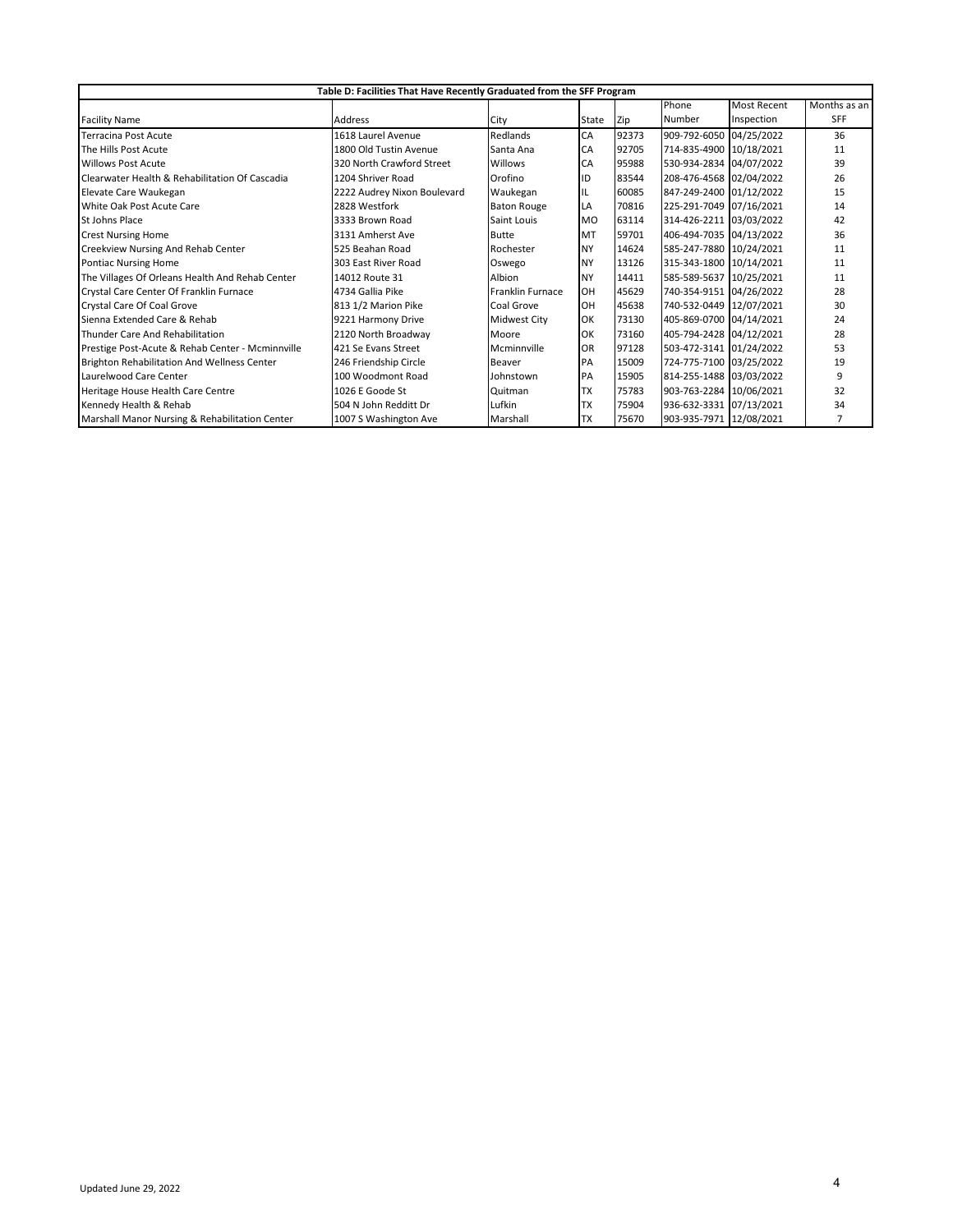| Table D: Facilities That Have Recently Graduated from the SFF Program | | | | | | | |
|---|---|---|---|---|---|---|---|
| Facility Name | Address | City | State | Zip | Phone Number | Most Recent Inspection | Months as an SFF |
| Terracina Post Acute | 1618 Laurel Avenue | Redlands | CA | 92373 | 909-792-6050 | 04/25/2022 | 36 |
| The Hills Post Acute | 1800 Old Tustin Avenue | Santa Ana | CA | 92705 | 714-835-4900 | 10/18/2021 | 11 |
| Willows Post Acute | 320 North Crawford Street | Willows | CA | 95988 | 530-934-2834 | 04/07/2022 | 39 |
| Clearwater Health & Rehabilitation Of Cascadia | 1204 Shriver Road | Orofino | ID | 83544 | 208-476-4568 | 02/04/2022 | 26 |
| Elevate Care Waukegan | 2222 Audrey Nixon Boulevard | Waukegan | IL | 60085 | 847-249-2400 | 01/12/2022 | 15 |
| White Oak Post Acute Care | 2828 Westfork | Baton Rouge | LA | 70816 | 225-291-7049 | 07/16/2021 | 14 |
| St Johns Place | 3333 Brown Road | Saint Louis | MO | 63114 | 314-426-2211 | 03/03/2022 | 42 |
| Crest Nursing Home | 3131 Amherst Ave | Butte | MT | 59701 | 406-494-7035 | 04/13/2022 | 36 |
| Creekview Nursing And Rehab Center | 525 Beahan Road | Rochester | NY | 14624 | 585-247-7880 | 10/24/2021 | 11 |
| Pontiac Nursing Home | 303 East River Road | Oswego | NY | 13126 | 315-343-1800 | 10/14/2021 | 11 |
| The Villages Of Orleans Health And Rehab Center | 14012 Route 31 | Albion | NY | 14411 | 585-589-5637 | 10/25/2021 | 11 |
| Crystal Care Center Of Franklin Furnace | 4734 Gallia Pike | Franklin Furnace | OH | 45629 | 740-354-9151 | 04/26/2022 | 28 |
| Crystal Care Of Coal Grove | 813 1/2 Marion Pike | Coal Grove | OH | 45638 | 740-532-0449 | 12/07/2021 | 30 |
| Sienna Extended Care & Rehab | 9221 Harmony Drive | Midwest City | OK | 73130 | 405-869-0700 | 04/14/2021 | 24 |
| Thunder Care And Rehabilitation | 2120 North Broadway | Moore | OK | 73160 | 405-794-2428 | 04/12/2021 | 28 |
| Prestige Post-Acute & Rehab Center - Mcminnville | 421 Se Evans Street | Mcminnville | OR | 97128 | 503-472-3141 | 01/24/2022 | 53 |
| Brighton Rehabilitation And Wellness Center | 246 Friendship Circle | Beaver | PA | 15009 | 724-775-7100 | 03/25/2022 | 19 |
| Laurelwood Care Center | 100 Woodmont Road | Johnstown | PA | 15905 | 814-255-1488 | 03/03/2022 | 9 |
| Heritage House Health Care Centre | 1026 E Goode St | Quitman | TX | 75783 | 903-763-2284 | 10/06/2021 | 32 |
| Kennedy Health & Rehab | 504 N John Redditt Dr | Lufkin | TX | 75904 | 936-632-3331 | 07/13/2021 | 34 |
| Marshall Manor Nursing & Rehabilitation Center | 1007 S Washington Ave | Marshall | TX | 75670 | 903-935-7971 | 12/08/2021 | 7 |

Updated June 29, 2022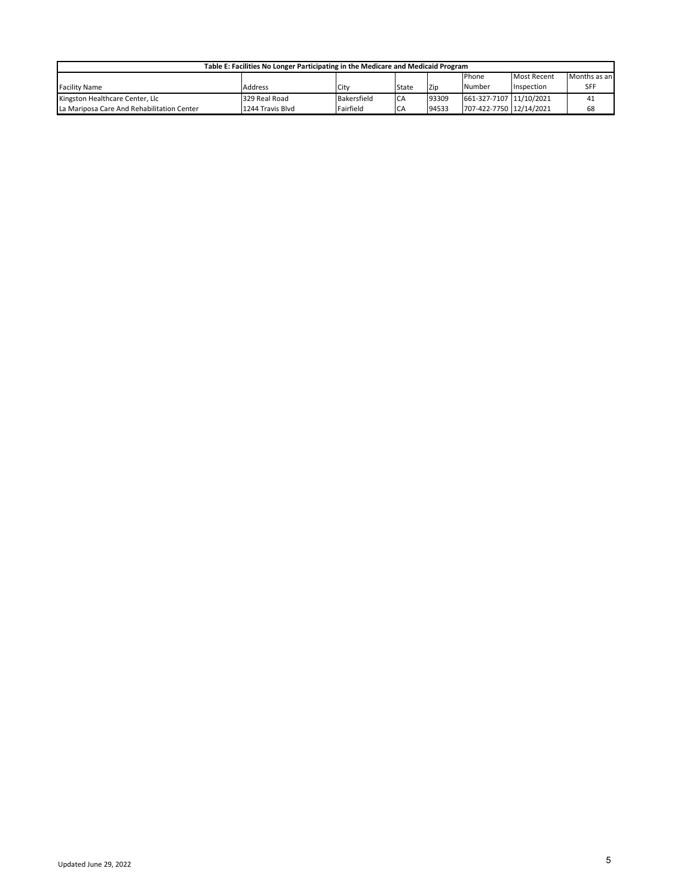| Table E: Facilities No Longer Participating in the Medicare and Medicaid Program | | | | | | | |
|---|---|---|---|---|---|---|---|
| Facility Name | Address | City | State | Zip | Phone Number | Most Recent Inspection | Months as an SFF |
| Kingston Healthcare Center, Llc | 329 Real Road | Bakersfield | CA | 93309 | 661-327-7107 | 11/10/2021 | 41 |
| La Mariposa Care And Rehabilitation Center | 1244 Travis Blvd | Fairfield | CA | 94533 | 707-422-7750 | 12/14/2021 | 68 |

Updated June 29, 2022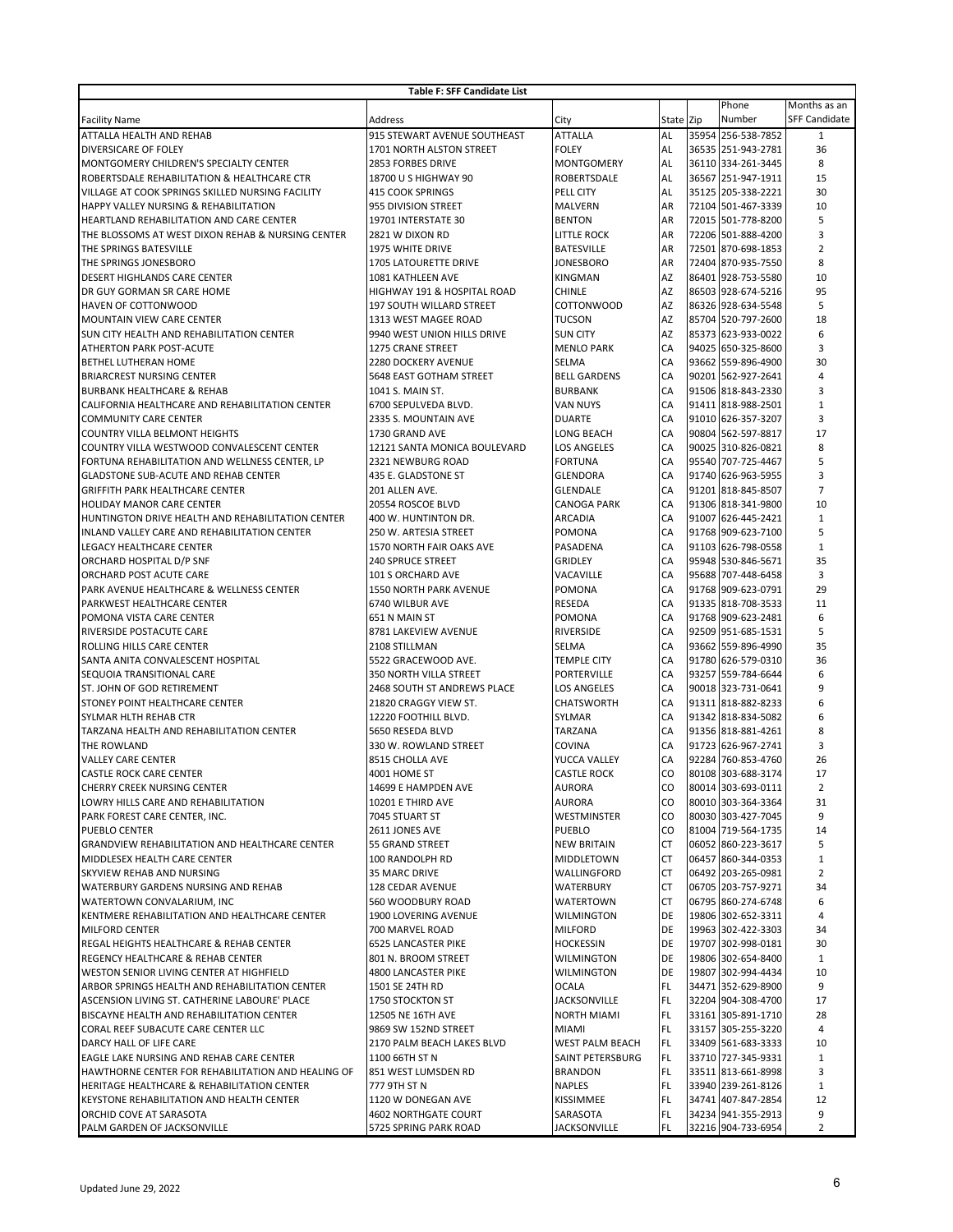**Table F: SFF Candidate List**

| Facility Name | Address | City | State | Zip | Phone Number | Months as an SFF Candidate |
|---|---|---|---|---|---|---|
| ATTALLA HEALTH AND REHAB | 915 STEWART AVENUE SOUTHEAST | ATTALLA | AL | 35954 | 256-538-7852 | 1 |
| DIVERSICARE OF FOLEY | 1701 NORTH ALSTON STREET | FOLEY | AL | 36535 | 251-943-2781 | 36 |
| MONTGOMERY CHILDREN'S SPECIALTY CENTER | 2853 FORBES DRIVE | MONTGOMERY | AL | 36110 | 334-261-3445 | 8 |
| ROBERTSDALE REHABILITATION & HEALTHCARE CTR | 18700 U S HIGHWAY 90 | ROBERTSDALE | AL | 36567 | 251-947-1911 | 15 |
| VILLAGE AT COOK SPRINGS SKILLED NURSING FACILITY | 415 COOK SPRINGS | PELL CITY | AL | 35125 | 205-338-2221 | 30 |
| HAPPY VALLEY NURSING & REHABILITATION | 955 DIVISION STREET | MALVERN | AR | 72104 | 501-467-3339 | 10 |
| HEARTLAND REHABILITATION AND CARE CENTER | 19701 INTERSTATE 30 | BENTON | AR | 72015 | 501-778-8200 | 5 |
| THE BLOSSOMS AT WEST DIXON REHAB & NURSING CENTER | 2821 W DIXON RD | LITTLE ROCK | AR | 72206 | 501-888-4200 | 3 |
| THE SPRINGS BATESVILLE | 1975 WHITE DRIVE | BATESVILLE | AR | 72501 | 870-698-1853 | 2 |
| THE SPRINGS JONESBORO | 1705 LATOURETTE DRIVE | JONESBORO | AR | 72404 | 870-935-7550 | 8 |
| DESERT HIGHLANDS CARE CENTER | 1081 KATHLEEN AVE | KINGMAN | AZ | 86401 | 928-753-5580 | 10 |
| DR GUY GORMAN SR CARE HOME | HIGHWAY 191 & HOSPITAL ROAD | CHINLE | AZ | 86503 | 928-674-5216 | 95 |
| HAVEN OF COTTONWOOD | 197 SOUTH WILLARD STREET | COTTONWOOD | AZ | 86326 | 928-634-5548 | 5 |
| MOUNTAIN VIEW CARE CENTER | 1313 WEST MAGEE ROAD | TUCSON | AZ | 85704 | 520-797-2600 | 18 |
| SUN CITY HEALTH AND REHABILITATION CENTER | 9940 WEST UNION HILLS DRIVE | SUN CITY | AZ | 85373 | 623-933-0022 | 6 |
| ATHERTON PARK POST-ACUTE | 1275 CRANE STREET | MENLO PARK | CA | 94025 | 650-325-8600 | 3 |
| BETHEL LUTHERAN HOME | 2280 DOCKERY AVENUE | SELMA | CA | 93662 | 559-896-4900 | 30 |
| BRIARCREST NURSING CENTER | 5648 EAST GOTHAM STREET | BELL GARDENS | CA | 90201 | 562-927-2641 | 4 |
| BURBANK HEALTHCARE & REHAB | 1041 S. MAIN ST. | BURBANK | CA | 91506 | 818-843-2330 | 3 |
| CALIFORNIA HEALTHCARE AND REHABILITATION CENTER | 6700 SEPULVEDA BLVD. | VAN NUYS | CA | 91411 | 818-988-2501 | 1 |
| COMMUNITY CARE CENTER | 2335 S. MOUNTAIN AVE | DUARTE | CA | 91010 | 626-357-3207 | 3 |
| COUNTRY VILLA BELMONT HEIGHTS | 1730 GRAND AVE | LONG BEACH | CA | 90804 | 562-597-8817 | 17 |
| COUNTRY VILLA WESTWOOD CONVALESCENT CENTER | 12121 SANTA MONICA BOULEVARD | LOS ANGELES | CA | 90025 | 310-826-0821 | 8 |
| FORTUNA REHABILITATION AND WELLNESS CENTER, LP | 2321 NEWBURG ROAD | FORTUNA | CA | 95540 | 707-725-4467 | 5 |
| GLADSTONE SUB-ACUTE AND REHAB CENTER | 435 E. GLADSTONE ST | GLENDORA | CA | 91740 | 626-963-5955 | 3 |
| GRIFFITH PARK HEALTHCARE CENTER | 201 ALLEN AVE. | GLENDALE | CA | 91201 | 818-845-8507 | 7 |
| HOLIDAY MANOR CARE CENTER | 20554 ROSCOE BLVD | CANOGA PARK | CA | 91306 | 818-341-9800 | 10 |
| HUNTINGTON DRIVE HEALTH AND REHABILITATION CENTER | 400 W. HUNTINTON DR. | ARCADIA | CA | 91007 | 626-445-2421 | 1 |
| INLAND VALLEY CARE AND REHABILITATION CENTER | 250 W. ARTESIA STREET | POMONA | CA | 91768 | 909-623-7100 | 5 |
| LEGACY HEALTHCARE CENTER | 1570 NORTH FAIR OAKS AVE | PASADENA | CA | 91103 | 626-798-0558 | 1 |
| ORCHARD HOSPITAL D/P SNF | 240 SPRUCE STREET | GRIDLEY | CA | 95948 | 530-846-5671 | 35 |
| ORCHARD POST ACUTE CARE | 101 S ORCHARD AVE | VACAVILLE | CA | 95688 | 707-448-6458 | 3 |
| PARK AVENUE HEALTHCARE & WELLNESS CENTER | 1550 NORTH PARK AVENUE | POMONA | CA | 91768 | 909-623-0791 | 29 |
| PARKWEST HEALTHCARE CENTER | 6740 WILBUR AVE | RESEDA | CA | 91335 | 818-708-3533 | 11 |
| POMONA VISTA CARE CENTER | 651 N MAIN ST | POMONA | CA | 91768 | 909-623-2481 | 6 |
| RIVERSIDE POSTACUTE CARE | 8781 LAKEVIEW AVENUE | RIVERSIDE | CA | 92509 | 951-685-1531 | 5 |
| ROLLING HILLS CARE CENTER | 2108 STILLMAN | SELMA | CA | 93662 | 559-896-4990 | 35 |
| SANTA ANITA CONVALESCENT HOSPITAL | 5522 GRACEWOOD AVE. | TEMPLE CITY | CA | 91780 | 626-579-0310 | 36 |
| SEQUOIA TRANSITIONAL CARE | 350 NORTH VILLA STREET | PORTERVILLE | CA | 93257 | 559-784-6644 | 6 |
| ST. JOHN OF GOD RETIREMENT | 2468 SOUTH ST ANDREWS PLACE | LOS ANGELES | CA | 90018 | 323-731-0641 | 9 |
| STONEY POINT HEALTHCARE CENTER | 21820 CRAGGY VIEW ST. | CHATSWORTH | CA | 91311 | 818-882-8233 | 6 |
| SYLMAR HLTH REHAB CTR | 12220 FOOTHILL BLVD. | SYLMAR | CA | 91342 | 818-834-5082 | 6 |
| TARZANA HEALTH AND REHABILITATION CENTER | 5650 RESEDA BLVD | TARZANA | CA | 91356 | 818-881-4261 | 8 |
| THE ROWLAND | 330 W. ROWLAND STREET | COVINA | CA | 91723 | 626-967-2741 | 3 |
| VALLEY CARE CENTER | 8515 CHOLLA AVE | YUCCA VALLEY | CA | 92284 | 760-853-4760 | 26 |
| CASTLE ROCK CARE CENTER | 4001 HOME ST | CASTLE ROCK | CO | 80108 | 303-688-3174 | 17 |
| CHERRY CREEK NURSING CENTER | 14699 E HAMPDEN AVE | AURORA | CO | 80014 | 303-693-0111 | 2 |
| LOWRY HILLS CARE AND REHABILITATION | 10201 E THIRD AVE | AURORA | CO | 80010 | 303-364-3364 | 31 |
| PARK FOREST CARE CENTER, INC. | 7045 STUART ST | WESTMINSTER | CO | 80030 | 303-427-7045 | 9 |
| PUEBLO CENTER | 2611 JONES AVE | PUEBLO | CO | 81004 | 719-564-1735 | 14 |
| GRANDVIEW REHABILITATION AND HEALTHCARE CENTER | 55 GRAND STREET | NEW BRITAIN | CT | 06052 | 860-223-3617 | 5 |
| MIDDLESEX HEALTH CARE CENTER | 100 RANDOLPH RD | MIDDLETOWN | CT | 06457 | 860-344-0353 | 1 |
| SKYVIEW REHAB AND NURSING | 35 MARC DRIVE | WALLINGFORD | CT | 06492 | 203-265-0981 | 2 |
| WATERBURY GARDENS NURSING AND REHAB | 128 CEDAR AVENUE | WATERBURY | CT | 06705 | 203-757-9271 | 34 |
| WATERTOWN CONVALARIUM, INC | 560 WOODBURY ROAD | WATERTOWN | CT | 06795 | 860-274-6748 | 6 |
| KENTMERE REHABILITATION AND HEALTHCARE CENTER | 1900 LOVERING AVENUE | WILMINGTON | DE | 19806 | 302-652-3311 | 4 |
| MILFORD CENTER | 700 MARVEL ROAD | MILFORD | DE | 19963 | 302-422-3303 | 34 |
| REGAL HEIGHTS HEALTHCARE & REHAB CENTER | 6525 LANCASTER PIKE | HOCKESSIN | DE | 19707 | 302-998-0181 | 30 |
| REGENCY HEALTHCARE & REHAB CENTER | 801 N. BROOM STREET | WILMINGTON | DE | 19806 | 302-654-8400 | 1 |
| WESTON SENIOR LIVING CENTER AT HIGHFIELD | 4800 LANCASTER PIKE | WILMINGTON | DE | 19807 | 302-994-4434 | 10 |
| ARBOR SPRINGS HEALTH AND REHABILITATION CENTER | 1501 SE 24TH RD | OCALA | FL | 34471 | 352-629-8900 | 9 |
| ASCENSION LIVING ST. CATHERINE LABOURE' PLACE | 1750 STOCKTON ST | JACKSONVILLE | FL | 32204 | 904-308-4700 | 17 |
| BISCAYNE HEALTH AND REHABILITATION CENTER | 12505 NE 16TH AVE | NORTH MIAMI | FL | 33161 | 305-891-1710 | 28 |
| CORAL REEF SUBACUTE CARE CENTER LLC | 9869 SW 152ND STREET | MIAMI | FL | 33157 | 305-255-3220 | 4 |
| DARCY HALL OF LIFE CARE | 2170 PALM BEACH LAKES BLVD | WEST PALM BEACH | FL | 33409 | 561-683-3333 | 10 |
| EAGLE LAKE NURSING AND REHAB CARE CENTER | 1100 66TH ST N | SAINT PETERSBURG | FL | 33710 | 727-345-9331 | 1 |
| HAWTHORNE CENTER FOR REHABILITATION AND HEALING OF | 851 WEST LUMSDEN RD | BRANDON | FL | 33511 | 813-661-8998 | 3 |
| HERITAGE HEALTHCARE & REHABILITATION CENTER | 777 9TH ST N | NAPLES | FL | 33940 | 239-261-8126 | 1 |
| KEYSTONE REHABILITATION AND HEALTH CENTER | 1120 W DONEGAN AVE | KISSIMMEE | FL | 34741 | 407-847-2854 | 12 |
| ORCHID COVE AT SARASOTA | 4602 NORTHGATE COURT | SARASOTA | FL | 34234 | 941-355-2913 | 9 |
| PALM GARDEN OF JACKSONVILLE | 5725 SPRING PARK ROAD | JACKSONVILLE | FL | 32216 | 904-733-6954 | 2 |

Updated June 29, 2022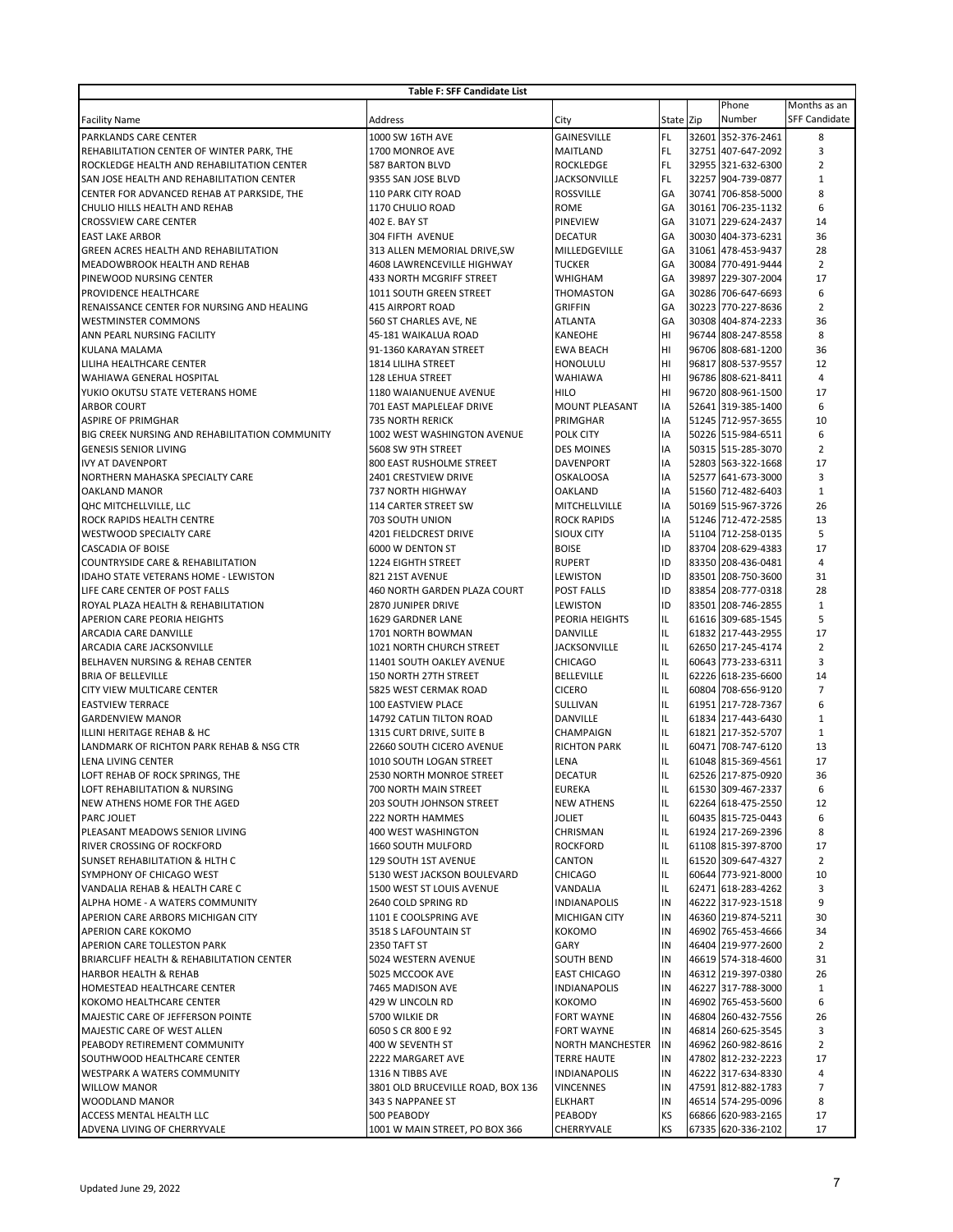**Table F: SFF Candidate List**

| Facility Name | Address | City | State | Zip | Phone Number | Months as an SFF Candidate |
|---|---|---|---|---|---|---|
| PARKLANDS CARE CENTER | 1000 SW 16TH AVE | GAINESVILLE | FL | 32601 | 352-376-2461 | 8 |
| REHABILITATION CENTER OF WINTER PARK, THE | 1700 MONROE AVE | MAITLAND | FL | 32751 | 407-647-2092 | 3 |
| ROCKLEDGE HEALTH AND REHABILITATION CENTER | 587 BARTON BLVD | ROCKLEDGE | FL | 32955 | 321-632-6300 | 2 |
| SAN JOSE HEALTH AND REHABILITATION CENTER | 9355 SAN JOSE BLVD | JACKSONVILLE | FL | 32257 | 904-739-0877 | 1 |
| CENTER FOR ADVANCED REHAB AT PARKSIDE, THE | 110 PARK CITY ROAD | ROSSVILLE | GA | 30741 | 706-858-5000 | 8 |
| CHULIO HILLS HEALTH AND REHAB | 1170 CHULIO ROAD | ROME | GA | 30161 | 706-235-1132 | 6 |
| CROSSVIEW CARE CENTER | 402 E. BAY ST | PINEVIEW | GA | 31071 | 229-624-2437 | 14 |
| EAST LAKE ARBOR | 304 FIFTH AVENUE | DECATUR | GA | 30030 | 404-373-6231 | 36 |
| GREEN ACRES HEALTH AND REHABILITATION | 313 ALLEN MEMORIAL DRIVE,SW | MILLEDGEVILLE | GA | 31061 | 478-453-9437 | 28 |
| MEADOWBROOK HEALTH AND REHAB | 4608 LAWRENCEVILLE HIGHWAY | TUCKER | GA | 30084 | 770-491-9444 | 2 |
| PINEWOOD NURSING CENTER | 433 NORTH MCGRIFF STREET | WHIGHAM | GA | 39897 | 229-307-2004 | 17 |
| PROVIDENCE HEALTHCARE | 1011 SOUTH GREEN STREET | THOMASTON | GA | 30286 | 706-647-6693 | 6 |
| RENAISSANCE CENTER FOR NURSING AND HEALING | 415 AIRPORT ROAD | GRIFFIN | GA | 30223 | 770-227-8636 | 2 |
| WESTMINSTER COMMONS | 560 ST CHARLES AVE, NE | ATLANTA | GA | 30308 | 404-874-2233 | 36 |
| ANN PEARL NURSING FACILITY | 45-181 WAIKALUA ROAD | KANEOHE | HI | 96744 | 808-247-8558 | 8 |
| KULANA MALAMA | 91-1360 KARAYAN STREET | EWA BEACH | HI | 96706 | 808-681-1200 | 36 |
| LILIHA HEALTHCARE CENTER | 1814 LILIHA STREET | HONOLULU | HI | 96817 | 808-537-9557 | 12 |
| WAHIAWA GENERAL HOSPITAL | 128 LEHUA STREET | WAHIAWA | HI | 96786 | 808-621-8411 | 4 |
| YUKIO OKUTSU STATE VETERANS HOME | 1180 WAIANUENUE AVENUE | HILO | HI | 96720 | 808-961-1500 | 17 |
| ARBOR COURT | 701 EAST MAPLELEAF DRIVE | MOUNT PLEASANT | IA | 52641 | 319-385-1400 | 6 |
| ASPIRE OF PRIMGHAR | 735 NORTH RERICK | PRIMGHAR | IA | 51245 | 712-957-3655 | 10 |
| BIG CREEK NURSING AND REHABILITATION COMMUNITY | 1002 WEST WASHINGTON AVENUE | POLK CITY | IA | 50226 | 515-984-6511 | 6 |
| GENESIS SENIOR LIVING | 5608 SW 9TH STREET | DES MOINES | IA | 50315 | 515-285-3070 | 2 |
| IVY AT DAVENPORT | 800 EAST RUSHOLME STREET | DAVENPORT | IA | 52803 | 563-322-1668 | 17 |
| NORTHERN MAHASKA SPECIALTY CARE | 2401 CRESTVIEW DRIVE | OSKALOOSA | IA | 52577 | 641-673-3000 | 3 |
| OAKLAND MANOR | 737 NORTH HIGHWAY | OAKLAND | IA | 51560 | 712-482-6403 | 1 |
| QHC MITCHELLVILLE, LLC | 114 CARTER STREET SW | MITCHELLVILLE | IA | 50169 | 515-967-3726 | 26 |
| ROCK RAPIDS HEALTH CENTRE | 703 SOUTH UNION | ROCK RAPIDS | IA | 51246 | 712-472-2585 | 13 |
| WESTWOOD SPECIALTY CARE | 4201 FIELDCREST DRIVE | SIOUX CITY | IA | 51104 | 712-258-0135 | 5 |
| CASCADIA OF BOISE | 6000 W DENTON ST | BOISE | ID | 83704 | 208-629-4383 | 17 |
| COUNTRYSIDE CARE & REHABILITATION | 1224 EIGHTH STREET | RUPERT | ID | 83350 | 208-436-0481 | 4 |
| IDAHO STATE VETERANS HOME - LEWISTON | 821 21ST AVENUE | LEWISTON | ID | 83501 | 208-750-3600 | 31 |
| LIFE CARE CENTER OF POST FALLS | 460 NORTH GARDEN PLAZA COURT | POST FALLS | ID | 83854 | 208-777-0318 | 28 |
| ROYAL PLAZA HEALTH & REHABILITATION | 2870 JUNIPER DRIVE | LEWISTON | ID | 83501 | 208-746-2855 | 1 |
| APERION CARE PEORIA HEIGHTS | 1629 GARDNER LANE | PEORIA HEIGHTS | IL | 61616 | 309-685-1545 | 5 |
| ARCADIA CARE DANVILLE | 1701 NORTH BOWMAN | DANVILLE | IL | 61832 | 217-443-2955 | 17 |
| ARCADIA CARE JACKSONVILLE | 1021 NORTH CHURCH STREET | JACKSONVILLE | IL | 62650 | 217-245-4174 | 2 |
| BELHAVEN NURSING & REHAB CENTER | 11401 SOUTH OAKLEY AVENUE | CHICAGO | IL | 60643 | 773-233-6311 | 3 |
| BRIA OF BELLEVILLE | 150 NORTH 27TH STREET | BELLEVILLE | IL | 62226 | 618-235-6600 | 14 |
| CITY VIEW MULTICARE CENTER | 5825 WEST CERMAK ROAD | CICERO | IL | 60804 | 708-656-9120 | 7 |
| EASTVIEW TERRACE | 100 EASTVIEW PLACE | SULLIVAN | IL | 61951 | 217-728-7367 | 6 |
| GARDENVIEW MANOR | 14792 CATLIN TILTON ROAD | DANVILLE | IL | 61834 | 217-443-6430 | 1 |
| ILLINI HERITAGE REHAB & HC | 1315 CURT DRIVE, SUITE B | CHAMPAIGN | IL | 61821 | 217-352-5707 | 1 |
| LANDMARK OF RICHTON PARK REHAB & NSG CTR | 22660 SOUTH CICERO AVENUE | RICHTON PARK | IL | 60471 | 708-747-6120 | 13 |
| LENA LIVING CENTER | 1010 SOUTH LOGAN STREET | LENA | IL | 61048 | 815-369-4561 | 17 |
| LOFT REHAB OF ROCK SPRINGS, THE | 2530 NORTH MONROE STREET | DECATUR | IL | 62526 | 217-875-0920 | 36 |
| LOFT REHABILITATION & NURSING | 700 NORTH MAIN STREET | EUREKA | IL | 61530 | 309-467-2337 | 6 |
| NEW ATHENS HOME FOR THE AGED | 203 SOUTH JOHNSON STREET | NEW ATHENS | IL | 62264 | 618-475-2550 | 12 |
| PARC JOLIET | 222 NORTH HAMMES | JOLIET | IL | 60435 | 815-725-0443 | 6 |
| PLEASANT MEADOWS SENIOR LIVING | 400 WEST WASHINGTON | CHRISMAN | IL | 61924 | 217-269-2396 | 8 |
| RIVER CROSSING OF ROCKFORD | 1660 SOUTH MULFORD | ROCKFORD | IL | 61108 | 815-397-8700 | 17 |
| SUNSET REHABILITATION & HLTH C | 129 SOUTH 1ST AVENUE | CANTON | IL | 61520 | 309-647-4327 | 2 |
| SYMPHONY OF CHICAGO WEST | 5130 WEST JACKSON BOULEVARD | CHICAGO | IL | 60644 | 773-921-8000 | 10 |
| VANDALIA REHAB & HEALTH CARE C | 1500 WEST ST LOUIS AVENUE | VANDALIA | IL | 62471 | 618-283-4262 | 3 |
| ALPHA HOME - A WATERS COMMUNITY | 2640 COLD SPRING RD | INDIANAPOLIS | IN | 46222 | 317-923-1518 | 9 |
| APERION CARE ARBORS MICHIGAN CITY | 1101 E COOLSPRING AVE | MICHIGAN CITY | IN | 46360 | 219-874-5211 | 30 |
| APERION CARE KOKOMO | 3518 S LAFOUNTAIN ST | KOKOMO | IN | 46902 | 765-453-4666 | 34 |
| APERION CARE TOLLESTON PARK | 2350 TAFT ST | GARY | IN | 46404 | 219-977-2600 | 2 |
| BRIARCLIFF HEALTH & REHABILITATION CENTER | 5024 WESTERN AVENUE | SOUTH BEND | IN | 46619 | 574-318-4600 | 31 |
| HARBOR HEALTH & REHAB | 5025 MCCOOK AVE | EAST CHICAGO | IN | 46312 | 219-397-0380 | 26 |
| HOMESTEAD HEALTHCARE CENTER | 7465 MADISON AVE | INDIANAPOLIS | IN | 46227 | 317-788-3000 | 1 |
| KOKOMO HEALTHCARE CENTER | 429 W LINCOLN RD | KOKOMO | IN | 46902 | 765-453-5600 | 6 |
| MAJESTIC CARE OF JEFFERSON POINTE | 5700 WILKIE DR | FORT WAYNE | IN | 46804 | 260-432-7556 | 26 |
| MAJESTIC CARE OF WEST ALLEN | 6050 S CR 800 E 92 | FORT WAYNE | IN | 46814 | 260-625-3545 | 3 |
| PEABODY RETIREMENT COMMUNITY | 400 W SEVENTH ST | NORTH MANCHESTER | IN | 46962 | 260-982-8616 | 2 |
| SOUTHWOOD HEALTHCARE CENTER | 2222 MARGARET AVE | TERRE HAUTE | IN | 47802 | 812-232-2223 | 17 |
| WESTPARK A WATERS COMMUNITY | 1316 N TIBBS AVE | INDIANAPOLIS | IN | 46222 | 317-634-8330 | 4 |
| WILLOW MANOR | 3801 OLD BRUCEVILLE ROAD, BOX 136 | VINCENNES | IN | 47591 | 812-882-1783 | 7 |
| WOODLAND MANOR | 343 S NAPPANEE ST | ELKHART | IN | 46514 | 574-295-0096 | 8 |
| ACCESS MENTAL HEALTH LLC | 500 PEABODY | PEABODY | KS | 66866 | 620-983-2165 | 17 |
| ADVENA LIVING OF CHERRYVALE | 1001 W MAIN STREET, PO BOX 366 | CHERRYVALE | KS | 67335 | 620-336-2102 | 17 |

Updated June 29, 2022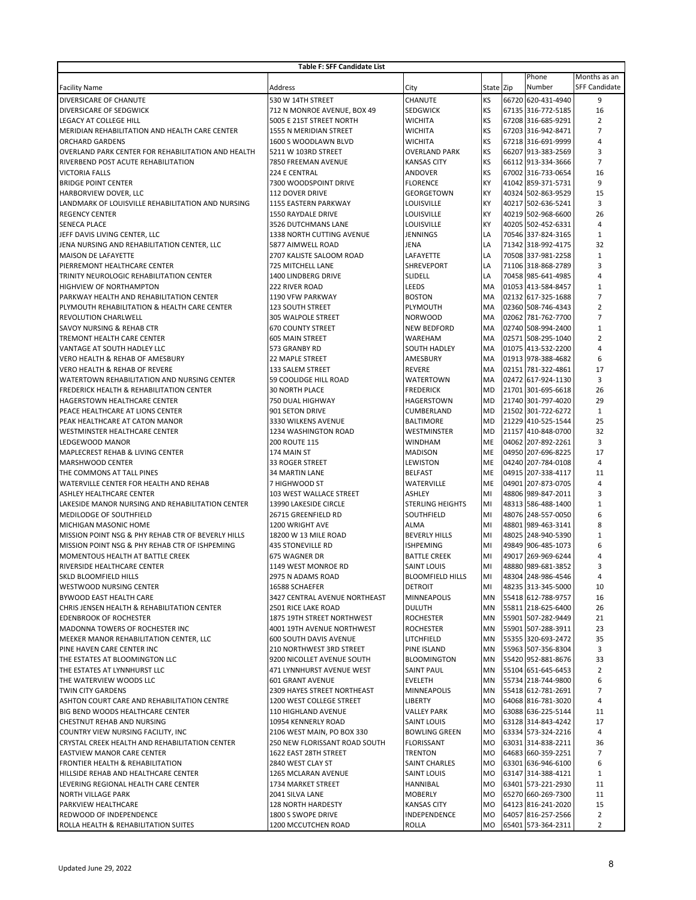**Table F: SFF Candidate List**

| Facility Name | Address | City | State | Zip | Phone Number | Months as an SFF Candidate |
|---|---|---|---|---|---|---|
| DIVERSICARE OF CHANUTE | 530 W 14TH STREET | CHANUTE | KS | 66720 | 620-431-4940 | 9 |
| DIVERSICARE OF SEDGWICK | 712 N MONROE AVENUE, BOX 49 | SEDGWICK | KS | 67135 | 316-772-5185 | 16 |
| LEGACY AT COLLEGE HILL | 5005 E 21ST STREET NORTH | WICHITA | KS | 67208 | 316-685-9291 | 2 |
| MERIDIAN REHABILITATION AND HEALTH CARE CENTER | 1555 N MERIDIAN STREET | WICHITA | KS | 67203 | 316-942-8471 | 7 |
| ORCHARD GARDENS | 1600 S WOODLAWN BLVD | WICHITA | KS | 67218 | 316-691-9999 | 4 |
| OVERLAND PARK CENTER FOR REHABILITATION AND HEALTH | 5211 W 103RD STREET | OVERLAND PARK | KS | 66207 | 913-383-2569 | 3 |
| RIVERBEND POST ACUTE REHABILITATION | 7850 FREEMAN AVENUE | KANSAS CITY | KS | 66112 | 913-334-3666 | 7 |
| VICTORIA FALLS | 224 E CENTRAL | ANDOVER | KS | 67002 | 316-733-0654 | 16 |
| BRIDGE POINT CENTER | 7300 WOODSPOINT DRIVE | FLORENCE | KY | 41042 | 859-371-5731 | 9 |
| HARBORVIEW DOVER, LLC | 112 DOVER DRIVE | GEORGETOWN | KY | 40324 | 502-863-9529 | 15 |
| LANDMARK OF LOUISVILLE REHABILITATION AND NURSING | 1155 EASTERN PARKWAY | LOUISVILLE | KY | 40217 | 502-636-5241 | 3 |
| REGENCY CENTER | 1550 RAYDALE DRIVE | LOUISVILLE | KY | 40219 | 502-968-6600 | 26 |
| SENECA PLACE | 3526 DUTCHMANS LANE | LOUISVILLE | KY | 40205 | 502-452-6331 | 4 |
| JEFF DAVIS LIVING CENTER, LLC | 1338 NORTH CUTTING AVENUE | JENNINGS | LA | 70546 | 337-824-3165 | 1 |
| JENA NURSING AND REHABILITATION CENTER, LLC | 5877 AIMWELL ROAD | JENA | LA | 71342 | 318-992-4175 | 32 |
| MAISON DE LAFAYETTE | 2707 KALISTE SALOOM ROAD | LAFAYETTE | LA | 70508 | 337-981-2258 | 1 |
| PIERREMONT HEALTHCARE CENTER | 725 MITCHELL LANE | SHREVEPORT | LA | 71106 | 318-868-2789 | 3 |
| TRINITY NEUROLOGIC REHABILITATION CENTER | 1400 LINDBERG DRIVE | SLIDELL | LA | 70458 | 985-641-4985 | 4 |
| HIGHVIEW OF NORTHAMPTON | 222 RIVER ROAD | LEEDS | MA | 01053 | 413-584-8457 | 1 |
| PARKWAY HEALTH AND REHABILITATION CENTER | 1190 VFW PARKWAY | BOSTON | MA | 02132 | 617-325-1688 | 7 |
| PLYMOUTH REHABILITATION & HEALTH CARE CENTER | 123 SOUTH STREET | PLYMOUTH | MA | 02360 | 508-746-4343 | 2 |
| REVOLUTION CHARLWELL | 305 WALPOLE STREET | NORWOOD | MA | 02062 | 781-762-7700 | 7 |
| SAVOY NURSING & REHAB CTR | 670 COUNTY STREET | NEW BEDFORD | MA | 02740 | 508-994-2400 | 1 |
| TREMONT HEALTH CARE CENTER | 605 MAIN STREET | WAREHAM | MA | 02571 | 508-295-1040 | 2 |
| VANTAGE AT SOUTH HADLEY LLC | 573 GRANBY RD | SOUTH HADLEY | MA | 01075 | 413-532-2200 | 4 |
| VERO HEALTH & REHAB OF AMESBURY | 22 MAPLE STREET | AMESBURY | MA | 01913 | 978-388-4682 | 6 |
| VERO HEALTH & REHAB OF REVERE | 133 SALEM STREET | REVERE | MA | 02151 | 781-322-4861 | 17 |
| WATERTOWN REHABILITATION AND NURSING CENTER | 59 COOLIDGE HILL ROAD | WATERTOWN | MA | 02472 | 617-924-1130 | 3 |
| FREDERICK HEALTH & REHABILITATION CENTER | 30 NORTH PLACE | FREDERICK | MD | 21701 | 301-695-6618 | 26 |
| HAGERSTOWN HEALTHCARE CENTER | 750 DUAL HIGHWAY | HAGERSTOWN | MD | 21740 | 301-797-4020 | 29 |
| PEACE HEALTHCARE AT LIONS CENTER | 901 SETON DRIVE | CUMBERLAND | MD | 21502 | 301-722-6272 | 1 |
| PEAK HEALTHCARE AT CATON MANOR | 3330 WILKENS AVENUE | BALTIMORE | MD | 21229 | 410-525-1544 | 25 |
| WESTMINSTER HEALTHCARE CENTER | 1234 WASHINGTON ROAD | WESTMINSTER | MD | 21157 | 410-848-0700 | 32 |
| LEDGEWOOD MANOR | 200 ROUTE 115 | WINDHAM | ME | 04062 | 207-892-2261 | 3 |
| MAPLECREST REHAB & LIVING CENTER | 174 MAIN ST | MADISON | ME | 04950 | 207-696-8225 | 17 |
| MARSHWOOD CENTER | 33 ROGER STREET | LEWISTON | ME | 04240 | 207-784-0108 | 4 |
| THE COMMONS AT TALL PINES | 34 MARTIN LANE | BELFAST | ME | 04915 | 207-338-4117 | 11 |
| WATERVILLE CENTER FOR HEALTH AND REHAB | 7 HIGHWOOD ST | WATERVILLE | ME | 04901 | 207-873-0705 | 4 |
| ASHLEY HEALTHCARE CENTER | 103 WEST WALLACE STREET | ASHLEY | MI | 48806 | 989-847-2011 | 3 |
| LAKESIDE MANOR NURSING AND REHABILITATION CENTER | 13990 LAKESIDE CIRCLE | STERLING HEIGHTS | MI | 48313 | 586-488-1400 | 1 |
| MEDILODGE OF SOUTHFIELD | 26715 GREENFIELD RD | SOUTHFIELD | MI | 48076 | 248-557-0050 | 6 |
| MICHIGAN MASONIC HOME | 1200 WRIGHT AVE | ALMA | MI | 48801 | 989-463-3141 | 8 |
| MISSION POINT NSG & PHY REHAB CTR OF BEVERLY HILLS | 18200 W 13 MILE ROAD | BEVERLY HILLS | MI | 48025 | 248-940-5390 | 1 |
| MISSION POINT NSG & PHY REHAB CTR OF ISHPEMING | 435 STONEVILLE RD | ISHPEMING | MI | 49849 | 906-485-1073 | 6 |
| MOMENTOUS HEALTH AT BATTLE CREEK | 675 WAGNER DR | BATTLE CREEK | MI | 49017 | 269-969-6244 | 4 |
| RIVERSIDE HEALTHCARE CENTER | 1149 WEST MONROE RD | SAINT LOUIS | MI | 48880 | 989-681-3852 | 3 |
| SKLD BLOOMFIELD HILLS | 2975 N ADAMS ROAD | BLOOMFIELD HILLS | MI | 48304 | 248-986-4546 | 4 |
| WESTWOOD NURSING CENTER | 16588 SCHAEFER | DETROIT | MI | 48235 | 313-345-5000 | 10 |
| BYWOOD EAST HEALTH CARE | 3427 CENTRAL AVENUE NORTHEAST | MINNEAPOLIS | MN | 55418 | 612-788-9757 | 16 |
| CHRIS JENSEN HEALTH & REHABILITATION CENTER | 2501 RICE LAKE ROAD | DULUTH | MN | 55811 | 218-625-6400 | 26 |
| EDENBROOK OF ROCHESTER | 1875 19TH STREET NORTHWEST | ROCHESTER | MN | 55901 | 507-282-9449 | 21 |
| MADONNA TOWERS OF ROCHESTER INC | 4001 19TH AVENUE NORTHWEST | ROCHESTER | MN | 55901 | 507-288-3911 | 23 |
| MEEKER MANOR REHABILITATION CENTER, LLC | 600 SOUTH DAVIS AVENUE | LITCHFIELD | MN | 55355 | 320-693-2472 | 35 |
| PINE HAVEN CARE CENTER INC | 210 NORTHWEST 3RD STREET | PINE ISLAND | MN | 55963 | 507-356-8304 | 3 |
| THE ESTATES AT BLOOMINGTON LLC | 9200 NICOLLET AVENUE SOUTH | BLOOMINGTON | MN | 55420 | 952-881-8676 | 33 |
| THE ESTATES AT LYNNHURST LLC | 471 LYNNHURST AVENUE WEST | SAINT PAUL | MN | 55104 | 651-645-6453 | 2 |
| THE WATERVIEW WOODS LLC | 601 GRANT AVENUE | EVELETH | MN | 55734 | 218-744-9800 | 6 |
| TWIN CITY GARDENS | 2309 HAYES STREET NORTHEAST | MINNEAPOLIS | MN | 55418 | 612-781-2691 | 7 |
| ASHTON COURT CARE AND REHABILITATION CENTRE | 1200 WEST COLLEGE STREET | LIBERTY | MO | 64068 | 816-781-3020 | 4 |
| BIG BEND WOODS HEALTHCARE CENTER | 110 HIGHLAND AVENUE | VALLEY PARK | MO | 63088 | 636-225-5144 | 11 |
| CHESTNUT REHAB AND NURSING | 10954 KENNERLY ROAD | SAINT LOUIS | MO | 63128 | 314-843-4242 | 17 |
| COUNTRY VIEW NURSING FACILITY, INC | 2106 WEST MAIN, PO BOX 330 | BOWLING GREEN | MO | 63334 | 573-324-2216 | 4 |
| CRYSTAL CREEK HEALTH AND REHABILITATION CENTER | 250 NEW FLORISSANT ROAD SOUTH | FLORISSANT | MO | 63031 | 314-838-2211 | 36 |
| EASTVIEW MANOR CARE CENTER | 1622 EAST 28TH STREET | TRENTON | MO | 64683 | 660-359-2251 | 7 |
| FRONTIER HEALTH & REHABILITATION | 2840 WEST CLAY ST | SAINT CHARLES | MO | 63301 | 636-946-6100 | 6 |
| HILLSIDE REHAB AND HEALTHCARE CENTER | 1265 MCLARAN AVENUE | SAINT LOUIS | MO | 63147 | 314-388-4121 | 1 |
| LEVERING REGIONAL HEALTH CARE CENTER | 1734 MARKET STREET | HANNIBAL | MO | 63401 | 573-221-2930 | 11 |
| NORTH VILLAGE PARK | 2041 SILVA LANE | MOBERLY | MO | 65270 | 660-269-7300 | 11 |
| PARKVIEW HEALTHCARE | 128 NORTH HARDESTY | KANSAS CITY | MO | 64123 | 816-241-2020 | 15 |
| REDWOOD OF INDEPENDENCE | 1800 S SWOPE DRIVE | INDEPENDENCE | MO | 64057 | 816-257-2566 | 2 |
| ROLLA HEALTH & REHABILITATION SUITES | 1200 MCCUTCHEN ROAD | ROLLA | MO | 65401 | 573-364-2311 | 2 |

Updated June 29, 2022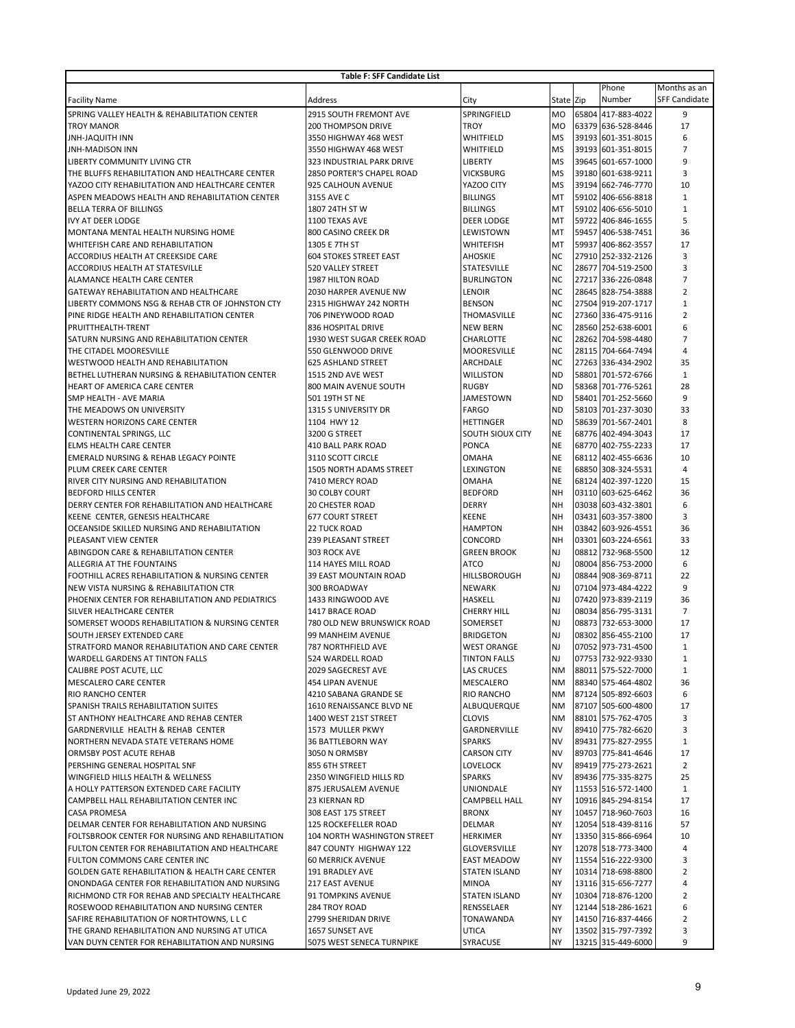| Table F: SFF Candidate List | | | | | | |
|---|---|---|---|---|---|---|
| Facility Name | Address | City | State | Zip | Phone Number | Months as an SFF Candidate |
| SPRING VALLEY HEALTH & REHABILITATION CENTER | 2915 SOUTH FREMONT AVE | SPRINGFIELD | MO | 65804 | 417-883-4022 | 9 |
| TROY MANOR | 200 THOMPSON DRIVE | TROY | MO | 63379 | 636-528-8446 | 17 |
| JNH-JAQUITH INN | 3550 HIGHWAY 468 WEST | WHITFIELD | MS | 39193 | 601-351-8015 | 6 |
| JNH-MADISON INN | 3550 HIGHWAY 468 WEST | WHITFIELD | MS | 39193 | 601-351-8015 | 7 |
| LIBERTY COMMUNITY LIVING CTR | 323 INDUSTRIAL PARK DRIVE | LIBERTY | MS | 39645 | 601-657-1000 | 9 |
| THE BLUFFS REHABILITATION AND HEALTHCARE CENTER | 2850 PORTER'S CHAPEL ROAD | VICKSBURG | MS | 39180 | 601-638-9211 | 3 |
| YAZOO CITY REHABILITATION AND HEALTHCARE CENTER | 925 CALHOUN AVENUE | YAZOO CITY | MS | 39194 | 662-746-7770 | 10 |
| ASPEN MEADOWS HEALTH AND REHABILITATION CENTER | 3155 AVE C | BILLINGS | MT | 59102 | 406-656-8818 | 1 |
| BELLA TERRA OF BILLINGS | 1807 24TH ST W | BILLINGS | MT | 59102 | 406-656-5010 | 1 |
| IVY AT DEER LODGE | 1100 TEXAS AVE | DEER LODGE | MT | 59722 | 406-846-1655 | 5 |
| MONTANA MENTAL HEALTH NURSING HOME | 800 CASINO CREEK DR | LEWISTOWN | MT | 59457 | 406-538-7451 | 36 |
| WHITEFISH CARE AND REHABILITATION | 1305 E 7TH ST | WHITEFISH | MT | 59937 | 406-862-3557 | 17 |
| ACCORDIUS HEALTH AT CREEKSIDE CARE | 604 STOKES STREET EAST | AHOSKIE | NC | 27910 | 252-332-2126 | 3 |
| ACCORDIUS HEALTH AT STATESVILLE | 520 VALLEY STREET | STATESVILLE | NC | 28677 | 704-519-2500 | 3 |
| ALAMANCE HEALTH CARE CENTER | 1987 HILTON ROAD | BURLINGTON | NC | 27217 | 336-226-0848 | 7 |
| GATEWAY REHABILITATION AND HEALTHCARE | 2030 HARPER AVENUE NW | LENOIR | NC | 28645 | 828-754-3888 | 2 |
| LIBERTY COMMONS NSG & REHAB CTR OF JOHNSTON CTY | 2315 HIGHWAY 242 NORTH | BENSON | NC | 27504 | 919-207-1717 | 1 |
| PINE RIDGE HEALTH AND REHABILITATION CENTER | 706 PINEYWOOD ROAD | THOMASVILLE | NC | 27360 | 336-475-9116 | 2 |
| PRUITTHEALTH-TRENT | 836 HOSPITAL DRIVE | NEW BERN | NC | 28560 | 252-638-6001 | 6 |
| SATURN NURSING AND REHABILITATION CENTER | 1930 WEST SUGAR CREEK ROAD | CHARLOTTE | NC | 28262 | 704-598-4480 | 7 |
| THE CITADEL MOORESVILLE | 550 GLENWOOD DRIVE | MOORESVILLE | NC | 28115 | 704-664-7494 | 4 |
| WESTWOOD HEALTH AND REHABILITATION | 625 ASHLAND STREET | ARCHDALE | NC | 27263 | 336-434-2902 | 35 |
| BETHEL LUTHERAN NURSING & REHABILITATION CENTER | 1515 2ND AVE WEST | WILLISTON | ND | 58801 | 701-572-6766 | 1 |
| HEART OF AMERICA CARE CENTER | 800 MAIN AVENUE SOUTH | RUGBY | ND | 58368 | 701-776-5261 | 28 |
| SMP HEALTH - AVE MARIA | 501 19TH ST NE | JAMESTOWN | ND | 58401 | 701-252-5660 | 9 |
| THE MEADOWS ON UNIVERSITY | 1315 S UNIVERSITY DR | FARGO | ND | 58103 | 701-237-3030 | 33 |
| WESTERN HORIZONS CARE CENTER | 1104 HWY 12 | HETTINGER | ND | 58639 | 701-567-2401 | 8 |
| CONTINENTAL SPRINGS, LLC | 3200 G STREET | SOUTH SIOUX CITY | NE | 68776 | 402-494-3043 | 17 |
| ELMS HEALTH CARE CENTER | 410 BALL PARK ROAD | PONCA | NE | 68770 | 402-755-2233 | 17 |
| EMERALD NURSING & REHAB LEGACY POINTE | 3110 SCOTT CIRCLE | OMAHA | NE | 68112 | 402-455-6636 | 10 |
| PLUM CREEK CARE CENTER | 1505 NORTH ADAMS STREET | LEXINGTON | NE | 68850 | 308-324-5531 | 4 |
| RIVER CITY NURSING AND REHABILITATION | 7410 MERCY ROAD | OMAHA | NE | 68124 | 402-397-1220 | 15 |
| BEDFORD HILLS CENTER | 30 COLBY COURT | BEDFORD | NH | 03110 | 603-625-6462 | 36 |
| DERRY CENTER FOR REHABILITATION AND HEALTHCARE | 20 CHESTER ROAD | DERRY | NH | 03038 | 603-432-3801 | 6 |
| KEENE CENTER, GENESIS HEALTHCARE | 677 COURT STREET | KEENE | NH | 03431 | 603-357-3800 | 3 |
| OCEANSIDE SKILLED NURSING AND REHABILITATION | 22 TUCK ROAD | HAMPTON | NH | 03842 | 603-926-4551 | 36 |
| PLEASANT VIEW CENTER | 239 PLEASANT STREET | CONCORD | NH | 03301 | 603-224-6561 | 33 |
| ABINGDON CARE & REHABILITATION CENTER | 303 ROCK AVE | GREEN BROOK | NJ | 08812 | 732-968-5500 | 12 |
| ALLEGRIA AT THE FOUNTAINS | 114 HAYES MILL ROAD | ATCO | NJ | 08004 | 856-753-2000 | 6 |
| FOOTHILL ACRES REHABILITATION & NURSING CENTER | 39 EAST MOUNTAIN ROAD | HILLSBOROUGH | NJ | 08844 | 908-369-8711 | 22 |
| NEW VISTA NURSING & REHABILITATION CTR | 300 BROADWAY | NEWARK | NJ | 07104 | 973-484-4222 | 9 |
| PHOENIX CENTER FOR REHABILITATION AND PEDIATRICS | 1433 RINGWOOD AVE | HASKELL | NJ | 07420 | 973-839-2119 | 36 |
| SILVER HEALTHCARE CENTER | 1417 BRACE ROAD | CHERRY HILL | NJ | 08034 | 856-795-3131 | 7 |
| SOMERSET WOODS REHABILITATION & NURSING CENTER | 780 OLD NEW BRUNSWICK ROAD | SOMERSET | NJ | 08873 | 732-653-3000 | 17 |
| SOUTH JERSEY EXTENDED CARE | 99 MANHEIM AVENUE | BRIDGETON | NJ | 08302 | 856-455-2100 | 17 |
| STRATFORD MANOR REHABILITATION AND CARE CENTER | 787 NORTHFIELD AVE | WEST ORANGE | NJ | 07052 | 973-731-4500 | 1 |
| WARDELL GARDENS AT TINTON FALLS | 524 WARDELL ROAD | TINTON FALLS | NJ | 07753 | 732-922-9330 | 1 |
| CALIBRE POST ACUTE, LLC | 2029 SAGECREST AVE | LAS CRUCES | NM | 88011 | 575-522-7000 | 1 |
| MESCALERO CARE CENTER | 454 LIPAN AVENUE | MESCALERO | NM | 88340 | 575-464-4802 | 36 |
| RIO RANCHO CENTER | 4210 SABANA GRANDE SE | RIO RANCHO | NM | 87124 | 505-892-6603 | 6 |
| SPANISH TRAILS REHABILITATION SUITES | 1610 RENAISSANCE BLVD NE | ALBUQUERQUE | NM | 87107 | 505-600-4800 | 17 |
| ST ANTHONY HEALTHCARE AND REHAB CENTER | 1400 WEST 21ST STREET | CLOVIS | NM | 88101 | 575-762-4705 | 3 |
| GARDNERVILLE HEALTH & REHAB CENTER | 1573 MULLER PKWY | GARDNERVILLE | NV | 89410 | 775-782-6620 | 3 |
| NORTHERN NEVADA STATE VETERANS HOME | 36 BATTLEBORN WAY | SPARKS | NV | 89431 | 775-827-2955 | 1 |
| ORMSBY POST ACUTE REHAB | 3050 N ORMSBY | CARSON CITY | NV | 89703 | 775-841-4646 | 17 |
| PERSHING GENERAL HOSPITAL SNF | 855 6TH STREET | LOVELOCK | NV | 89419 | 775-273-2621 | 2 |
| WINGFIELD HILLS HEALTH & WELLNESS | 2350 WINGFIELD HILLS RD | SPARKS | NV | 89436 | 775-335-8275 | 25 |
| A HOLLY PATTERSON EXTENDED CARE FACILITY | 875 JERUSALEM AVENUE | UNIONDALE | NY | 11553 | 516-572-1400 | 1 |
| CAMPBELL HALL REHABILITATION CENTER INC | 23 KIERNAN RD | CAMPBELL HALL | NY | 10916 | 845-294-8154 | 17 |
| CASA PROMESA | 308 EAST 175 STREET | BRONX | NY | 10457 | 718-960-7603 | 16 |
| DELMAR CENTER FOR REHABILITATION AND NURSING | 125 ROCKEFELLER ROAD | DELMAR | NY | 12054 | 518-439-8116 | 57 |
| FOLTSBROOK CENTER FOR NURSING AND REHABILITATION | 104 NORTH WASHINGTON STREET | HERKIMER | NY | 13350 | 315-866-6964 | 10 |
| FULTON CENTER FOR REHABILITATION AND HEALTHCARE | 847 COUNTY HIGHWAY 122 | GLOVERSVILLE | NY | 12078 | 518-773-3400 | 4 |
| FULTON COMMONS CARE CENTER INC | 60 MERRICK AVENUE | EAST MEADOW | NY | 11554 | 516-222-9300 | 3 |
| GOLDEN GATE REHABILITATION & HEALTH CARE CENTER | 191 BRADLEY AVE | STATEN ISLAND | NY | 10314 | 718-698-8800 | 2 |
| ONONDAGA CENTER FOR REHABILITATION AND NURSING | 217 EAST AVENUE | MINOA | NY | 13116 | 315-656-7277 | 4 |
| RICHMOND CTR FOR REHAB AND SPECIALTY HEALTHCARE | 91 TOMPKINS AVENUE | STATEN ISLAND | NY | 10304 | 718-876-1200 | 2 |
| ROSEWOOD REHABILITATION AND NURSING CENTER | 284 TROY ROAD | RENSSELAER | NY | 12144 | 518-286-1621 | 6 |
| SAFIRE REHABILITATION OF NORTHTOWNS, L L C | 2799 SHERIDAN DRIVE | TONAWANDA | NY | 14150 | 716-837-4466 | 2 |
| THE GRAND REHABILITATION AND NURSING AT UTICA | 1657 SUNSET AVE | UTICA | NY | 13502 | 315-797-7392 | 3 |
| VAN DUYN CENTER FOR REHABILITATION AND NURSING | 5075 WEST SENECA TURNPIKE | SYRACUSE | NY | 13215 | 315-449-6000 | 9 |

Updated June 29, 2022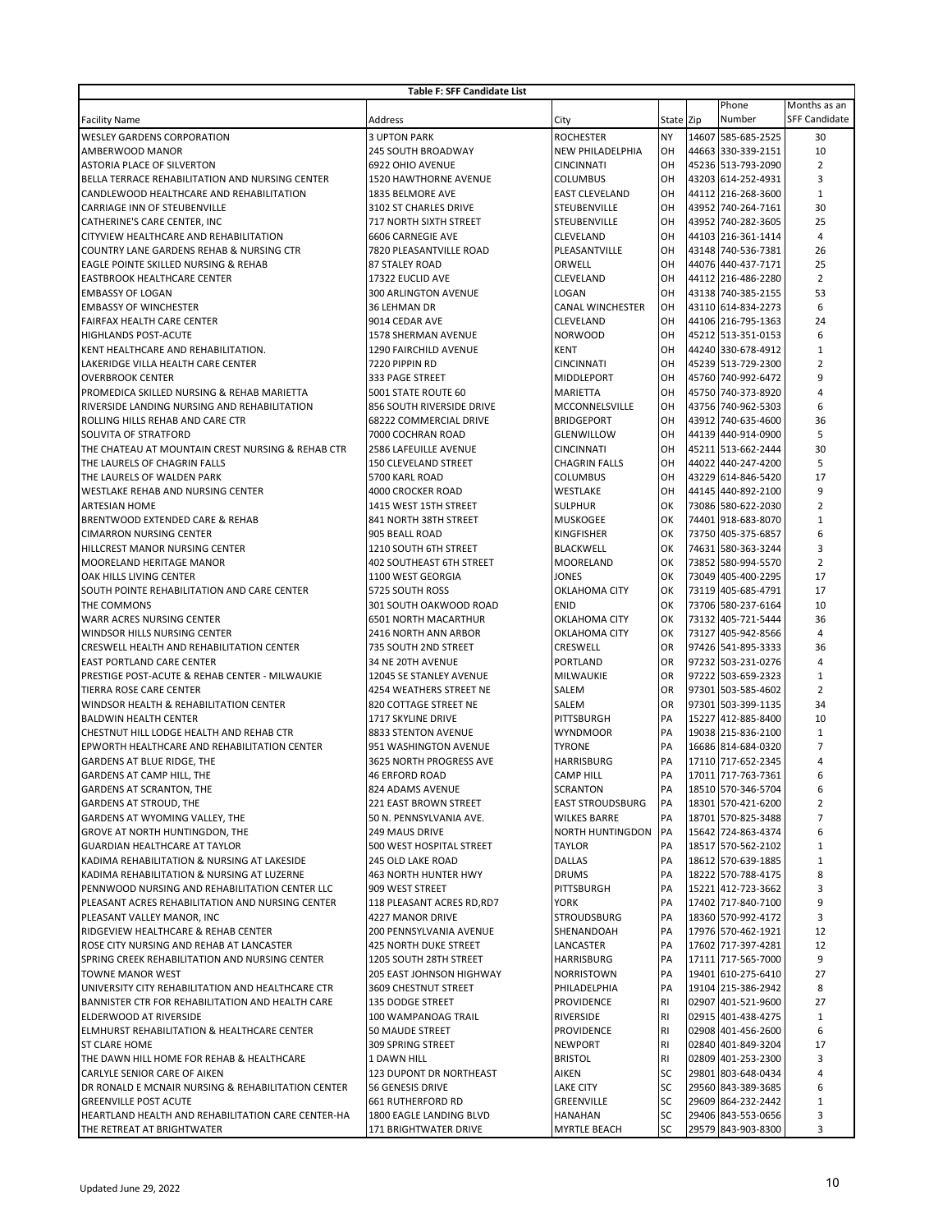**Table F: SFF Candidate List**

| Facility Name | Address | City | State | Zip | Phone Number | Months as an SFF Candidate |
|---|---|---|---|---|---|---|
| WESLEY GARDENS CORPORATION | 3 UPTON PARK | ROCHESTER | NY | 14607 | 585-685-2525 | 30 |
| AMBERWOOD MANOR | 245 SOUTH BROADWAY | NEW PHILADELPHIA | OH | 44663 | 330-339-2151 | 10 |
| ASTORIA PLACE OF SILVERTON | 6922 OHIO AVENUE | CINCINNATI | OH | 45236 | 513-793-2090 | 2 |
| BELLA TERRACE REHABILITATION AND NURSING CENTER | 1520 HAWTHORNE AVENUE | COLUMBUS | OH | 43203 | 614-252-4931 | 3 |
| CANDLEWOOD HEALTHCARE AND REHABILITATION | 1835 BELMORE AVE | EAST CLEVELAND | OH | 44112 | 216-268-3600 | 1 |
| CARRIAGE INN OF STEUBENVILLE | 3102 ST CHARLES DRIVE | STEUBENVILLE | OH | 43952 | 740-264-7161 | 30 |
| CATHERINE'S CARE CENTER, INC | 717 NORTH SIXTH STREET | STEUBENVILLE | OH | 43952 | 740-282-3605 | 25 |
| CITYVIEW HEALTHCARE AND REHABILITATION | 6606 CARNEGIE AVE | CLEVELAND | OH | 44103 | 216-361-1414 | 4 |
| COUNTRY LANE GARDENS REHAB & NURSING CTR | 7820 PLEASANTVILLE ROAD | PLEASANTVILLE | OH | 43148 | 740-536-7381 | 26 |
| EAGLE POINTE SKILLED NURSING & REHAB | 87 STALEY ROAD | ORWELL | OH | 44076 | 440-437-7171 | 25 |
| EASTBROOK HEALTHCARE CENTER | 17322 EUCLID AVE | CLEVELAND | OH | 44112 | 216-486-2280 | 2 |
| EMBASSY OF LOGAN | 300 ARLINGTON AVENUE | LOGAN | OH | 43138 | 740-385-2155 | 53 |
| EMBASSY OF WINCHESTER | 36 LEHMAN DR | CANAL WINCHESTER | OH | 43110 | 614-834-2273 | 6 |
| FAIRFAX HEALTH CARE CENTER | 9014 CEDAR AVE | CLEVELAND | OH | 44106 | 216-795-1363 | 24 |
| HIGHLANDS POST-ACUTE | 1578 SHERMAN AVENUE | NORWOOD | OH | 45212 | 513-351-0153 | 6 |
| KENT HEALTHCARE AND REHABILITATION. | 1290 FAIRCHILD AVENUE | KENT | OH | 44240 | 330-678-4912 | 1 |
| LAKERIDGE VILLA HEALTH CARE CENTER | 7220 PIPPIN RD | CINCINNATI | OH | 45239 | 513-729-2300 | 2 |
| OVERBROOK CENTER | 333 PAGE STREET | MIDDLEPORT | OH | 45760 | 740-992-6472 | 9 |
| PROMEDICA SKILLED NURSING & REHAB MARIETTA | 5001 STATE ROUTE 60 | MARIETTA | OH | 45750 | 740-373-8920 | 4 |
| RIVERSIDE LANDING NURSING AND REHABILITATION | 856 SOUTH RIVERSIDE DRIVE | MCCONNELSVILLE | OH | 43756 | 740-962-5303 | 6 |
| ROLLING HILLS REHAB AND CARE CTR | 68222 COMMERCIAL DRIVE | BRIDGEPORT | OH | 43912 | 740-635-4600 | 36 |
| SOLIVITA OF STRATFORD | 7000 COCHRAN ROAD | GLENWILLOW | OH | 44139 | 440-914-0900 | 5 |
| THE CHATEAU AT MOUNTAIN CREST NURSING & REHAB CTR | 2586 LAFEUILLE AVENUE | CINCINNATI | OH | 45211 | 513-662-2444 | 30 |
| THE LAURELS OF CHAGRIN FALLS | 150 CLEVELAND STREET | CHAGRIN FALLS | OH | 44022 | 440-247-4200 | 5 |
| THE LAURELS OF WALDEN PARK | 5700 KARL ROAD | COLUMBUS | OH | 43229 | 614-846-5420 | 17 |
| WESTLAKE REHAB AND NURSING CENTER | 4000 CROCKER ROAD | WESTLAKE | OH | 44145 | 440-892-2100 | 9 |
| ARTESIAN HOME | 1415 WEST 15TH STREET | SULPHUR | OK | 73086 | 580-622-2030 | 2 |
| BRENTWOOD EXTENDED CARE & REHAB | 841 NORTH 38TH STREET | MUSKOGEE | OK | 74401 | 918-683-8070 | 1 |
| CIMARRON NURSING CENTER | 905 BEALL ROAD | KINGFISHER | OK | 73750 | 405-375-6857 | 6 |
| HILLCREST MANOR NURSING CENTER | 1210 SOUTH 6TH STREET | BLACKWELL | OK | 74631 | 580-363-3244 | 3 |
| MOORELAND HERITAGE MANOR | 402 SOUTHEAST 6TH STREET | MOORELAND | OK | 73852 | 580-994-5570 | 2 |
| OAK HILLS LIVING CENTER | 1100 WEST GEORGIA | JONES | OK | 73049 | 405-400-2295 | 17 |
| SOUTH POINTE REHABILITATION AND CARE CENTER | 5725 SOUTH ROSS | OKLAHOMA CITY | OK | 73119 | 405-685-4791 | 17 |
| THE COMMONS | 301 SOUTH OAKWOOD ROAD | ENID | OK | 73706 | 580-237-6164 | 10 |
| WARR ACRES NURSING CENTER | 6501 NORTH MACARTHUR | OKLAHOMA CITY | OK | 73132 | 405-721-5444 | 36 |
| WINDSOR HILLS NURSING CENTER | 2416 NORTH ANN ARBOR | OKLAHOMA CITY | OK | 73127 | 405-942-8566 | 4 |
| CRESWELL HEALTH AND REHABILITATION CENTER | 735 SOUTH 2ND STREET | CRESWELL | OR | 97426 | 541-895-3333 | 36 |
| EAST PORTLAND CARE CENTER | 34 NE 20TH AVENUE | PORTLAND | OR | 97232 | 503-231-0276 | 4 |
| PRESTIGE POST-ACUTE & REHAB CENTER - MILWAUKIE | 12045 SE STANLEY AVENUE | MILWAUKIE | OR | 97222 | 503-659-2323 | 1 |
| TIERRA ROSE CARE CENTER | 4254 WEATHERS STREET NE | SALEM | OR | 97301 | 503-585-4602 | 2 |
| WINDSOR HEALTH & REHABILITATION CENTER | 820 COTTAGE STREET NE | SALEM | OR | 97301 | 503-399-1135 | 34 |
| BALDWIN HEALTH CENTER | 1717 SKYLINE DRIVE | PITTSBURGH | PA | 15227 | 412-885-8400 | 10 |
| CHESTNUT HILL LODGE HEALTH AND REHAB CTR | 8833 STENTON AVENUE | WYNDMOOR | PA | 19038 | 215-836-2100 | 1 |
| EPWORTH HEALTHCARE AND REHABILITATION CENTER | 951 WASHINGTON AVENUE | TYRONE | PA | 16686 | 814-684-0320 | 7 |
| GARDENS AT BLUE RIDGE, THE | 3625 NORTH PROGRESS AVE | HARRISBURG | PA | 17110 | 717-652-2345 | 4 |
| GARDENS AT CAMP HILL, THE | 46 ERFORD ROAD | CAMP HILL | PA | 17011 | 717-763-7361 | 6 |
| GARDENS AT SCRANTON, THE | 824 ADAMS AVENUE | SCRANTON | PA | 18510 | 570-346-5704 | 6 |
| GARDENS AT STROUD, THE | 221 EAST BROWN STREET | EAST STROUDSBURG | PA | 18301 | 570-421-6200 | 2 |
| GARDENS AT WYOMING VALLEY, THE | 50 N. PENNSYLVANIA AVE. | WILKES BARRE | PA | 18701 | 570-825-3488 | 7 |
| GROVE AT NORTH HUNTINGDON, THE | 249 MAUS DRIVE | NORTH HUNTINGDON | PA | 15642 | 724-863-4374 | 6 |
| GUARDIAN HEALTHCARE AT TAYLOR | 500 WEST HOSPITAL STREET | TAYLOR | PA | 18517 | 570-562-2102 | 1 |
| KADIMA REHABILITATION & NURSING AT LAKESIDE | 245 OLD LAKE ROAD | DALLAS | PA | 18612 | 570-639-1885 | 1 |
| KADIMA REHABILITATION & NURSING AT LUZERNE | 463 NORTH HUNTER HWY | DRUMS | PA | 18222 | 570-788-4175 | 8 |
| PENNWOOD NURSING AND REHABILITATION CENTER LLC | 909 WEST STREET | PITTSBURGH | PA | 15221 | 412-723-3662 | 3 |
| PLEASANT ACRES REHABILITATION AND NURSING CENTER | 118 PLEASANT ACRES RD,RD7 | YORK | PA | 17402 | 717-840-7100 | 9 |
| PLEASANT VALLEY MANOR, INC | 4227 MANOR DRIVE | STROUDSBURG | PA | 18360 | 570-992-4172 | 3 |
| RIDGEVIEW HEALTHCARE & REHAB CENTER | 200 PENNSYLVANIA AVENUE | SHENANDOAH | PA | 17976 | 570-462-1921 | 12 |
| ROSE CITY NURSING AND REHAB AT LANCASTER | 425 NORTH DUKE STREET | LANCASTER | PA | 17602 | 717-397-4281 | 12 |
| SPRING CREEK REHABILITATION AND NURSING CENTER | 1205 SOUTH 28TH STREET | HARRISBURG | PA | 17111 | 717-565-7000 | 9 |
| TOWNE MANOR WEST | 205 EAST JOHNSON HIGHWAY | NORRISTOWN | PA | 19401 | 610-275-6410 | 27 |
| UNIVERSITY CITY REHABILITATION AND HEALTHCARE CTR | 3609 CHESTNUT STREET | PHILADELPHIA | PA | 19104 | 215-386-2942 | 8 |
| BANNISTER CTR FOR REHABILITATION AND HEALTH CARE | 135 DODGE STREET | PROVIDENCE | RI | 02907 | 401-521-9600 | 27 |
| ELDERWOOD AT RIVERSIDE | 100 WAMPANOAG TRAIL | RIVERSIDE | RI | 02915 | 401-438-4275 | 1 |
| ELMHURST REHABILITATION & HEALTHCARE CENTER | 50 MAUDE STREET | PROVIDENCE | RI | 02908 | 401-456-2600 | 6 |
| ST CLARE HOME | 309 SPRING STREET | NEWPORT | RI | 02840 | 401-849-3204 | 17 |
| THE DAWN HILL HOME FOR REHAB & HEALTHCARE | 1 DAWN HILL | BRISTOL | RI | 02809 | 401-253-2300 | 3 |
| CARLYLE SENIOR CARE OF AIKEN | 123 DUPONT DR NORTHEAST | AIKEN | SC | 29801 | 803-648-0434 | 4 |
| DR RONALD E MCNAIR NURSING & REHABILITATION CENTER | 56 GENESIS DRIVE | LAKE CITY | SC | 29560 | 843-389-3685 | 6 |
| GREENVILLE POST ACUTE | 661 RUTHERFORD RD | GREENVILLE | SC | 29609 | 864-232-2442 | 1 |
| HEARTLAND HEALTH AND REHABILITATION CARE CENTER-HA | 1800 EAGLE LANDING BLVD | HANAHAN | SC | 29406 | 843-553-0656 | 3 |
| THE RETREAT AT BRIGHTWATER | 171 BRIGHTWATER DRIVE | MYRTLE BEACH | SC | 29579 | 843-903-8300 | 3 |

Updated June 29, 2022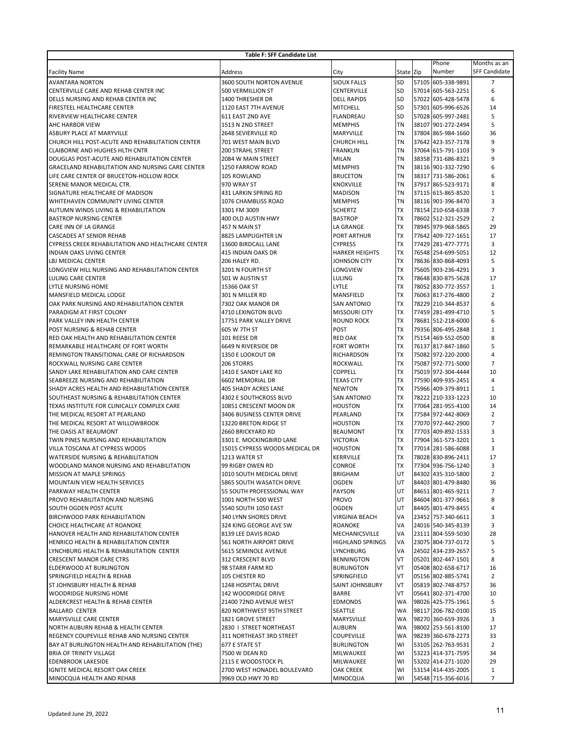| Table F: SFF Candidate List | | | | | | |
|---|---|---|---|---|---|---|
| Facility Name | Address | City | State | Zip | Phone Number | Months as an SFF Candidate |
| AVANTARA NORTON | 3600 SOUTH NORTON AVENUE | SIOUX FALLS | SD | 57105 | 605-338-9891 | 7 |
| CENTERVILLE CARE AND REHAB CENTER INC | 500 VERMILLION ST | CENTERVILLE | SD | 57014 | 605-563-2251 | 6 |
| DELLS NURSING AND REHAB CENTER INC | 1400 THRESHER DR | DELL RAPIDS | SD | 57022 | 605-428-5478 | 6 |
| FIRESTEEL HEALTHCARE CENTER | 1120 EAST 7TH AVENUE | MITCHELL | SD | 57301 | 605-996-6526 | 14 |
| RIVERVIEW HEALTHCARE CENTER | 611 EAST 2ND AVE | FLANDREAU | SD | 57028 | 605-997-2481 | 5 |
| AHC HARBOR VIEW | 1513 N 2ND STREET | MEMPHIS | TN | 38107 | 901-272-2494 | 5 |
| ASBURY PLACE AT MARYVILLE | 2648 SEVIERVILLE RD | MARYVILLE | TN | 37804 | 865-984-1660 | 36 |
| CHURCH HILL POST-ACUTE AND REHABILITATION CENTER | 701 WEST MAIN BLVD | CHURCH HILL | TN | 37642 | 423-357-7178 | 9 |
| CLAIBORNE AND HUGHES HLTH CNTR | 200 STRAHL STREET | FRANKLIN | TN | 37064 | 615-791-1103 | 9 |
| DOUGLAS POST-ACUTE AND REHABILITATION CENTER | 2084 W MAIN STREET | MILAN | TN | 38358 | 731-686-8321 | 9 |
| GRACELAND REHABILITATION AND NURSING CARE CENTER | 1250 FARROW ROAD | MEMPHIS | TN | 38116 | 901-332-7290 | 6 |
| LIFE CARE CENTER OF BRUCETON-HOLLOW ROCK | 105 ROWLAND | BRUCETON | TN | 38317 | 731-586-2061 | 6 |
| SERENE MANOR MEDICAL CTR. | 970 WRAY ST | KNOXVILLE | TN | 37917 | 865-523-9171 | 8 |
| SIGNATURE HEALTHCARE OF MADISON | 431 LARKIN SPRING RD | MADISON | TN | 37115 | 615-865-8520 | 1 |
| WHITEHAVEN COMMUNITY LIVING CENTER | 1076 CHAMBLISS ROAD | MEMPHIS | TN | 38116 | 901-396-8470 | 3 |
| AUTUMN WINDS LIVING & REHABILITATION | 3301 FM 3009 | SCHERTZ | TX | 78154 | 210-658-6338 | 7 |
| BASTROP NURSING CENTER | 400 OLD AUSTIN HWY | BASTROP | TX | 78602 | 512-321-2529 | 2 |
| CARE INN OF LA GRANGE | 457 N MAIN ST | LA GRANGE | TX | 78945 | 979-968-5865 | 29 |
| CASCADES AT SENIOR REHAB | 8825 LAMPLIGHTER LN | PORT ARTHUR | TX | 77642 | 409-727-1651 | 17 |
| CYPRESS CREEK REHABILITATION AND HEALTHCARE CENTER | 13600 BIRDCALL LANE | CYPRESS | TX | 77429 | 281-477-7771 | 3 |
| INDIAN OAKS LIVING CENTER | 415 INDIAN OAKS DR | HARKER HEIGHTS | TX | 76548 | 254-699-5051 | 12 |
| LBJ MEDICAL CENTER | 206 HALEY RD. | JOHNSON CITY | TX | 78636 | 830-868-4093 | 5 |
| LONGVIEW HILL NURSING AND REHABILITATION CENTER | 3201 N FOURTH ST | LONGVIEW | TX | 75605 | 903-236-4291 | 3 |
| LULING CARE CENTER | 501 W AUSTIN ST | LULING | TX | 78648 | 830-875-5628 | 17 |
| LYTLE NURSING HOME | 15366 OAK ST | LYTLE | TX | 78052 | 830-772-3557 | 1 |
| MANSFIELD MEDICAL LODGE | 301 N MILLER RD | MANSFIELD | TX | 76063 | 817-276-4800 | 2 |
| OAK PARK NURSING AND REHABILITATION CENTER | 7302 OAK MANOR DR | SAN ANTONIO | TX | 78229 | 210-344-8537 | 6 |
| PARADIGM AT FIRST COLONY | 4710 LEXINGTON BLVD | MISSOURI CITY | TX | 77459 | 281-499-4710 | 5 |
| PARK VALLEY INN HEALTH CENTER | 17751 PARK VALLEY DRIVE | ROUND ROCK | TX | 78681 | 512-218-6000 | 6 |
| POST NURSING & REHAB CENTER | 605 W 7TH ST | POST | TX | 79356 | 806-495-2848 | 1 |
| RED OAK HEALTH AND REHABILITATION CENTER | 101 REESE DR | RED OAK | TX | 75154 | 469-552-0500 | 8 |
| REMARKABLE HEALTHCARE OF FORT WORTH | 6649 N RIVERSIDE DR | FORT WORTH | TX | 76137 | 817-847-1860 | 5 |
| REMINGTON TRANSITIONAL CARE OF RICHARDSON | 1350 E LOOKOUT DR | RICHARDSON | TX | 75082 | 972-220-2000 | 4 |
| ROCKWALL NURSING CARE CENTER | 206 STORRS | ROCKWALL | TX | 75087 | 972-771-5000 | 7 |
| SANDY LAKE REHABILITATION AND CARE CENTER | 1410 E SANDY LAKE RD | COPPELL | TX | 75019 | 972-304-4444 | 10 |
| SEABREEZE NURSING AND REHABILITATION | 6602 MEMORIAL DR | TEXAS CITY | TX | 77590 | 409-935-2451 | 4 |
| SHADY ACRES HEALTH AND REHABILITATION CENTER | 405 SHADY ACRES LANE | NEWTON | TX | 75966 | 409-379-8911 | 1 |
| SOUTHEAST NURSING & REHABILITATION CENTER | 4302 E SOUTHCROSS BLVD | SAN ANTONIO | TX | 78222 | 210-333-1223 | 10 |
| TEXAS INSTITUTE FOR CLINICALLY COMPLEX CARE | 10851 CRESCENT MOON DR | HOUSTON | TX | 77064 | 281-955-4100 | 14 |
| THE MEDICAL RESORT AT PEARLAND | 3406 BUSINESS CENTER DRIVE | PEARLAND | TX | 77584 | 972-442-8069 | 2 |
| THE MEDICAL RESORT AT WILLOWBROOK | 13220 BRETON RIDGE ST | HOUSTON | TX | 77070 | 972-442-2900 | 7 |
| THE OASIS AT BEAUMONT | 2660 BRICKYARD RD | BEAUMONT | TX | 77703 | 409-892-1533 | 3 |
| TWIN PINES NURSING AND REHABILITATION | 3301 E. MOCKINGBIRD LANE | VICTORIA | TX | 77904 | 361-573-3201 | 1 |
| VILLA TOSCANA AT CYPRESS WOODS | 15015 CYPRESS WOODS MEDICAL DR | HOUSTON | TX | 77014 | 281-586-6088 | 3 |
| WATERSIDE NURSING & REHABILITATION | 1213 WATER ST | KERRVILLE | TX | 78028 | 830-896-2411 | 17 |
| WOODLAND MANOR NURSING AND REHABILITATION | 99 RIGBY OWEN RD | CONROE | TX | 77304 | 936-756-1240 | 3 |
| MISSION AT MAPLE SPRINGS | 1010 SOUTH MEDICAL DRIVE | BRIGHAM | UT | 84302 | 435-310-5800 | 2 |
| MOUNTAIN VIEW HEALTH SERVICES | 5865 SOUTH WASATCH DRIVE | OGDEN | UT | 84403 | 801-479-8480 | 36 |
| PARKWAY HEALTH CENTER | 55 SOUTH PROFESSIONAL WAY | PAYSON | UT | 84651 | 801-465-9211 | 7 |
| PROVO REHABILITATION AND NURSING | 1001 NORTH 500 WEST | PROVO | UT | 84604 | 801-377-9661 | 8 |
| SOUTH OGDEN POST ACUTE | 5540 SOUTH 1050 EAST | OGDEN | UT | 84405 | 801-479-8455 | 4 |
| BIRCHWOOD PARK REHABILITATION | 340 LYNN SHORES DRIVE | VIRGINIA BEACH | VA | 23452 | 757-340-6611 | 3 |
| CHOICE HEALTHCARE AT ROANOKE | 324 KING GEORGE AVE SW | ROANOKE | VA | 24016 | 540-345-8139 | 3 |
| HANOVER HEALTH AND REHABILITATION CENTER | 8139 LEE DAVIS ROAD | MECHANICSVILLE | VA | 23111 | 804-559-5030 | 28 |
| HENRICO HEALTH & REHABILITATION CENTER | 561 NORTH AIRPORT DRIVE | HIGHLAND SPRINGS | VA | 23075 | 804-737-0172 | 5 |
| LYNCHBURG HEALTH & REHABILITATION CENTER | 5615 SEMINOLE AVENUE | LYNCHBURG | VA | 24502 | 434-239-2657 | 5 |
| CRESCENT MANOR CARE CTRS | 312 CRESCENT BLVD | BENNINGTON | VT | 05201 | 802-447-1501 | 8 |
| ELDERWOOD AT BURLINGTON | 98 STARR FARM RD | BURLINGTON | VT | 05408 | 802-658-6717 | 16 |
| SPRINGFIELD HEALTH & REHAB | 105 CHESTER RD | SPRINGFIELD | VT | 05156 | 802-885-5741 | 2 |
| ST JOHNSBURY HEALTH & REHAB | 1248 HOSPITAL DRIVE | SAINT JOHNSBURY | VT | 05819 | 802-748-8757 | 36 |
| WOODRIDGE NURSING HOME | 142 WOODRIDGE DRIVE | BARRE | VT | 05641 | 802-371-4700 | 10 |
| ALDERCREST HEALTH & REHAB CENTER | 21400 72ND AVENUE WEST | EDMONDS | WA | 98026 | 425-775-1961 | 5 |
| BALLARD CENTER | 820 NORTHWEST 95TH STREET | SEATTLE | WA | 98117 | 206-782-0100 | 15 |
| MARYSVILLE CARE CENTER | 1821 GROVE STREET | MARYSVILLE | WA | 98270 | 360-659-3926 | 3 |
| NORTH AUBURN REHAB & HEALTH CENTER | 2830 I STREET NORTHEAST | AUBURN | WA | 98002 | 253-561-8100 | 17 |
| REGENCY COUPEVILLE REHAB AND NURSING CENTER | 311 NORTHEAST 3RD STREET | COUPEVILLE | WA | 98239 | 360-678-2273 | 33 |
| BAY AT BURLINGTON HEALTH AND REHABILITATION (THE) | 677 E STATE ST | BURLINGTON | WI | 53105 | 262-763-9531 | 2 |
| BRIA OF TRINITY VILLAGE | 7500 W DEAN RD | MILWAUKEE | WI | 53223 | 414-371-7595 | 34 |
| EDENBROOK LAKESIDE | 2115 E WOODSTOCK PL | MILWAUKEE | WI | 53202 | 414-271-1020 | 29 |
| IGNITE MEDICAL RESORT OAK CREEK | 2700 WEST HONADEL BOULEVARD | OAK CREEK | WI | 53154 | 414-435-2005 | 1 |
| MINOCQUA HEALTH AND REHAB | 9969 OLD HWY 70 RD | MINOCQUA | WI | 54548 | 715-356-6016 | 7 |

Updated June 29, 2022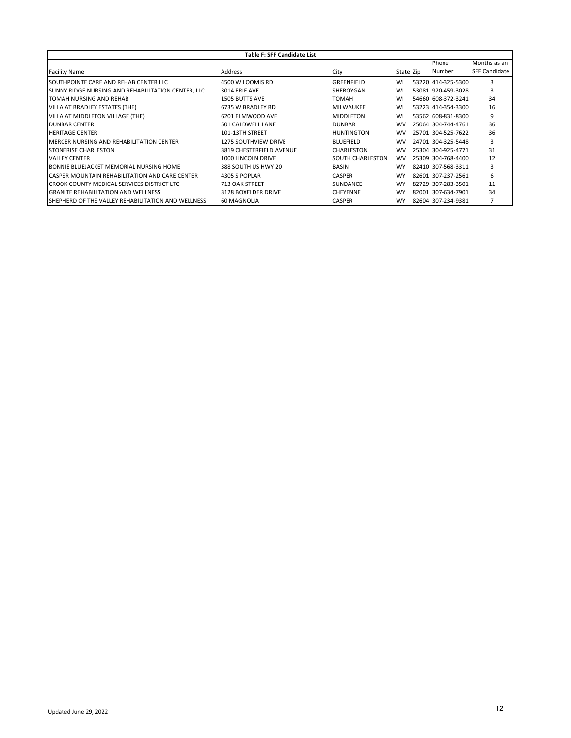**Table F: SFF Candidate List**

| Facility Name | Address | City | State | Zip | Phone Number | Months as an SFF Candidate |
|---|---|---|---|---|---|---|
| SOUTHPOINTE CARE AND REHAB CENTER LLC | 4500 W LOOMIS RD | GREENFIELD | WI | 53220 | 414-325-5300 | 3 |
| SUNNY RIDGE NURSING AND REHABILITATION CENTER, LLC | 3014 ERIE AVE | SHEBOYGAN | WI | 53081 | 920-459-3028 | 3 |
| TOMAH NURSING AND REHAB | 1505 BUTTS AVE | TOMAH | WI | 54660 | 608-372-3241 | 34 |
| VILLA AT BRADLEY ESTATES (THE) | 6735 W BRADLEY RD | MILWAUKEE | WI | 53223 | 414-354-3300 | 16 |
| VILLA AT MIDDLETON VILLAGE (THE) | 6201 ELMWOOD AVE | MIDDLETON | WI | 53562 | 608-831-8300 | 9 |
| DUNBAR CENTER | 501 CALDWELL LANE | DUNBAR | WV | 25064 | 304-744-4761 | 36 |
| HERITAGE CENTER | 101-13TH STREET | HUNTINGTON | WV | 25701 | 304-525-7622 | 36 |
| MERCER NURSING AND REHABILITATION CENTER | 1275 SOUTHVIEW DRIVE | BLUEFIELD | WV | 24701 | 304-325-5448 | 3 |
| STONERISE CHARLESTON | 3819 CHESTERFIELD AVENUE | CHARLESTON | WV | 25304 | 304-925-4771 | 31 |
| VALLEY CENTER | 1000 LINCOLN DRIVE | SOUTH CHARLESTON | WV | 25309 | 304-768-4400 | 12 |
| BONNIE BLUEJACKET MEMORIAL NURSING HOME | 388 SOUTH US HWY 20 | BASIN | WY | 82410 | 307-568-3311 | 3 |
| CASPER MOUNTAIN REHABILITATION AND CARE CENTER | 4305 S POPLAR | CASPER | WY | 82601 | 307-237-2561 | 6 |
| CROOK COUNTY MEDICAL SERVICES DISTRICT LTC | 713 OAK STREET | SUNDANCE | WY | 82729 | 307-283-3501 | 11 |
| GRANITE REHABILITATION AND WELLNESS | 3128 BOXELDER DRIVE | CHEYENNE | WY | 82001 | 307-634-7901 | 34 |
| SHEPHERD OF THE VALLEY REHABILITATION AND WELLNESS | 60 MAGNOLIA | CASPER | WY | 82604 | 307-234-9381 | 7 |

Updated June 29, 2022